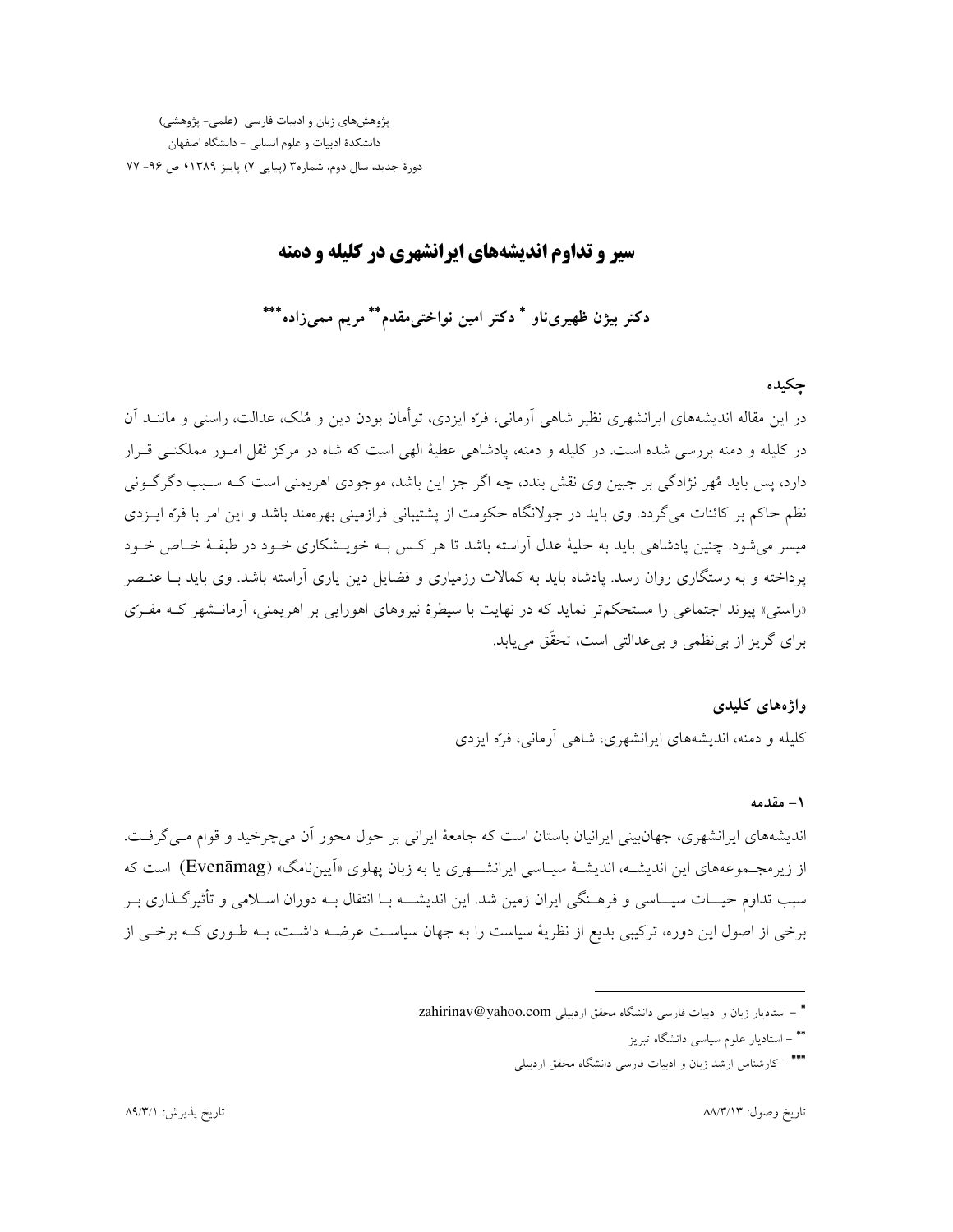# سیر و تداوم اندیشه‌های ایرانشهری در کلیله و دمنه

**دکتر بیژن ظهیری‌ناو [*] دکتر امین نواختی‌مقدم [**] مریم ممی‌زاده [***]**

## چکیده

در این مقاله اندیشه‌های ایرانشهری نظیر شاهی آرمانی، فرّه ایزدی، توأمان بودن دین و مُلک، عدالت، راستی و مانند آن در کلیله و دمنه بررسی شده است. در کلیله و دمنه، پادشاهی عطیهٔ الهی است که شاه در مرکز ثقل امور مملکتی قرار دارد، پس باید مُهر نژادگی بر جبین وی نقش بندد، چه اگر جز این باشد، موجودی اهریمنی است که سبب دگرگونی نظم حاکم بر کائنات می‌گردد. وی باید در جولانگاه حکومت از پشتیبانی فرازمینی بهره‌مند باشد و این امر با فرّه ایزدی میسر می‌شود. چنین پادشاهی باید به حلیهٔ عدل آراسته باشد تا هر کس به خویشکاری خود در طبقهٔ خاص خود پرداخته و به رستگاری روان رسد. پادشاه باید به کمالات رزمیاری و فضایل دین یاری آراسته باشد. وی باید با عنصر «راستی» پیوند اجتماعی را مستحکم‌تر نماید که در نهایت با سیطرهٔ نیروهای اهورایی بر اهریمنی، آرمانشهر که مفرّی برای گریز از بی‌نظمی و بی‌عدالتی است، تحقّق می‌یابد.

### واژه‌های کلیدی

کلیله و دمنه، اندیشه‌های ایرانشهری، شاهی آرمانی، فرّه ایزدی

## ۱- مقدمه

اندیشه‌های ایرانشهری، جهان‌بینی ایرانیان باستان است که جامعهٔ ایرانی بر حول محور آن می‌چرخید و قوام می‌گرفت. از زیرمجموعه‌های این اندیشه، اندیشهٔ سیاسی ایرانشهری یا به زبان پهلوی «آیین‌نامگ» (Evenāmag) است که سبب تداوم حیات سیاسی و فرهنگی ایران زمین شد. این اندیشه با انتقال به دوران اسلامی و تأثیرگذاری بر برخی از اصول این دوره، ترکیبی بدیع از نظریهٔ سیاست را به جهان سیاست عرضه داشت، به طوری که برخی از

---

[*] – استادیار زبان و ادبیات فارسی دانشگاه محقق اردبیلی zahirinav@yahoo.com

[**] – استادیار علوم سیاسی دانشگاه تبریز

[***] – کارشناس ارشد زبان و ادبیات فارسی دانشگاه محقق اردبیلی

تاریخ وصول: ۸۸/۳/۱۳ &nbsp;&nbsp;&nbsp;&nbsp; تاریخ پذیرش: ۸۹/۳/۱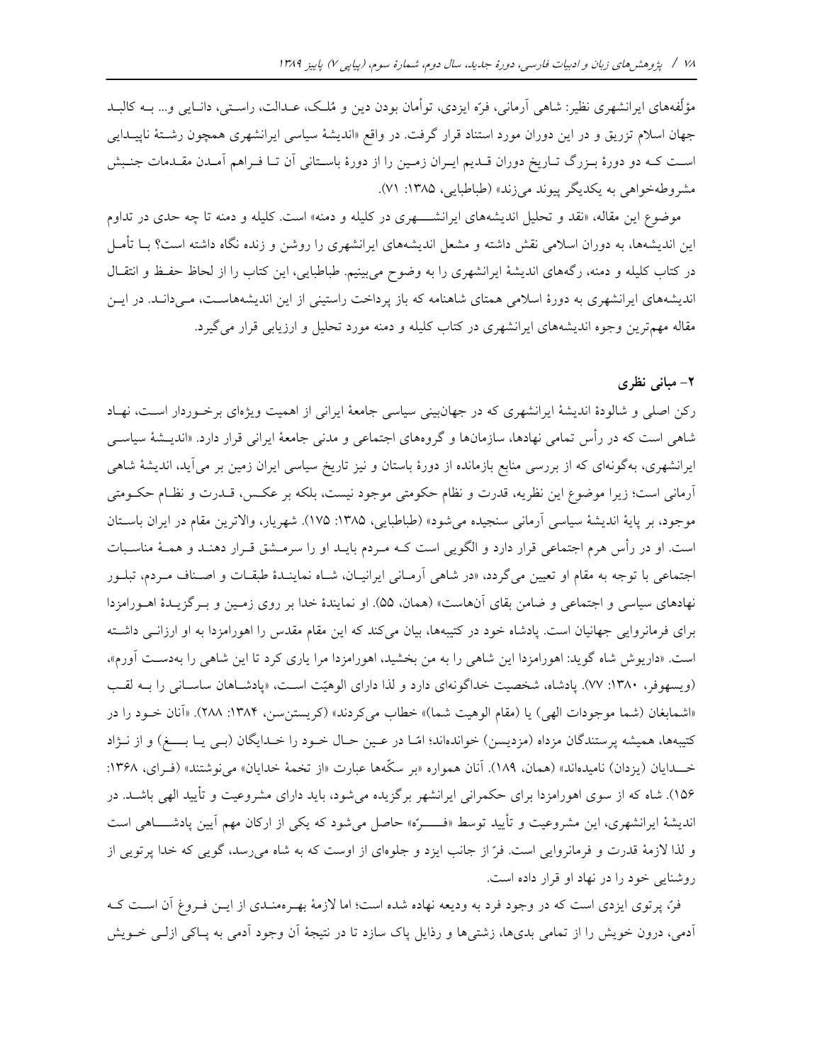مؤلّفه‌های ایرانشهری نظیر: شاهی آرمانی، فرّه ایزدی، توأمان بودن دین و مُلک، عدالت، راستی، دانایی و... به کالبد جهان اسلام تزریق و در این دوران مورد استناد قرار گرفت. در واقع «اندیشهٔ سیاسی ایرانشهری همچون رشتهٔ ناپیدایی است که دو دورهٔ بزرگ تاریخ دوران قدیم ایران زمین را از دورهٔ باستانی آن تا فراهم آمدن مقدمات جنبش مشروطه‌خواهی به یکدیگر پیوند می‌زند» (طباطبایی، ۱۳۸۵: ۷۱).

موضوع این مقاله، «نقد و تحلیل اندیشه‌های ایرانشهری در کلیله و دمنه» است. کلیله و دمنه تا چه حدی در تداوم این اندیشه‌ها، به دوران اسلامی نقش داشته و مشعل اندیشه‌های ایرانشهری را روشن و زنده نگاه داشته است؟ با تأمل در کتاب کلیله و دمنه، رگه‌های اندیشهٔ ایرانشهری را به وضوح می‌بینیم. طباطبایی، این کتاب را از لحاظ حفظ و انتقال اندیشه‌های ایرانشهری به دورهٔ اسلامی همتای شاهنامه که باز پرداخت راستینی از این اندیشه‌هاست، می‌داند. در این مقاله مهم‌ترین وجوه اندیشه‌های ایرانشهری در کتاب کلیله و دمنه مورد تحلیل و ارزیابی قرار می‌گیرد.

## ۲- مبانی نظری

رکن اصلی و شالودهٔ اندیشهٔ ایرانشهری که در جهان‌بینی سیاسی جامعهٔ ایرانی از اهمیت ویژه‌ای برخوردار است، نهاد شاهی است که در رأس تمامی نهادها، سازمان‌ها و گروه‌های اجتماعی و مدنی جامعهٔ ایرانی قرار دارد. «اندیشهٔ سیاسی ایرانشهری، به‌گونه‌ای که از بررسی منابع بازمانده از دورهٔ باستان و نیز تاریخ سیاسی ایران زمین بر می‌آید، اندیشهٔ شاهی آرمانی است؛ زیرا موضوع این نظریه، قدرت و نظام حکومتی موجود نیست، بلکه بر عکس، قدرت و نظام حکومتی موجود، بر پایهٔ اندیشهٔ سیاسی آرمانی سنجیده می‌شود» (طباطبایی، ۱۳۸۵: ۱۷۵). شهریار، والاترین مقام در ایران باستان است. او در رأس هرم اجتماعی قرار دارد و الگویی است که مردم باید او را سرمشق قرار دهند و همهٔ مناسبات اجتماعی با توجه به مقام او تعیین می‌گردد، «در شاهی آرمانی ایرانیان، شاه نمایندهٔ طبقات و اصناف مردم، تبلور نهادهای سیاسی و اجتماعی و ضامن بقای آن‌هاست» (همان، ۵۵). او نمایندهٔ خدا بر روی زمین و برگزیدهٔ اهورامزدا برای فرمانروایی جهانیان است. پادشاه خود در کتیبه‌ها، بیان می‌کند که این مقام مقدس را اهورامزدا به او ارزانی داشته است. «داریوش شاه گوید: اهورامزدا این شاهی را به من بخشید، اهورامزدا مرا یاری کرد تا این شاهی را به‌دست آورم»، (ویسهوفر، ۱۳۸۰: ۷۷). پادشاه، شخصیت خداگونه‌ای دارد و لذا دارای الوهیّت است، «پادشاهان ساسانی را به لقب «اشمابغان (شما موجودات الهی) یا (مقام الوهیت شما)» خطاب می‌کردند» (کریستن‌سن، ۱۳۸۴: ۲۸۸). «آنان خود را در کتیبه‌ها، همیشه پرستندگان مزداه (مزدیسن) خوانده‌اند؛ امّا در عین حال خود را خدایگان (بی یا بغ) و از نژاد خدایان (یزدان) نامیده‌اند» (همان، ۱۸۹). آنان همواره «بر سکّه‌ها عبارت «از تخمهٔ خدایان» می‌نوشتند» (فرای، ۱۳۶۸: ۱۵۶). شاه که از سوی اهورامزدا برای حکمرانی ایرانشهر برگزیده می‌شود، باید دارای مشروعیت و تأیید الهی باشد. در اندیشهٔ ایرانشهری، این مشروعیت و تأیید توسط «فرّه» حاصل می‌شود که یکی از ارکان مهم آیین پادشاهی است و لذا لازمهٔ قدرت و فرمانروایی است. فرّ از جانب ایزد و جلوه‌ای از اوست که به شاه می‌رسد، گویی که خدا پرتویی از روشنایی خود را در نهاد او قرار داده است.

فرّ، پرتوی ایزدی است که در وجود فرد به ودیعه نهاده شده است؛ اما لازمهٔ بهره‌مندی از این فروغ آن است که آدمی، درون خویش را از تمامی بدی‌ها، زشتی‌ها و رذایل پاک سازد تا در نتیجهٔ آن وجود آدمی به پاکی ازلی خویش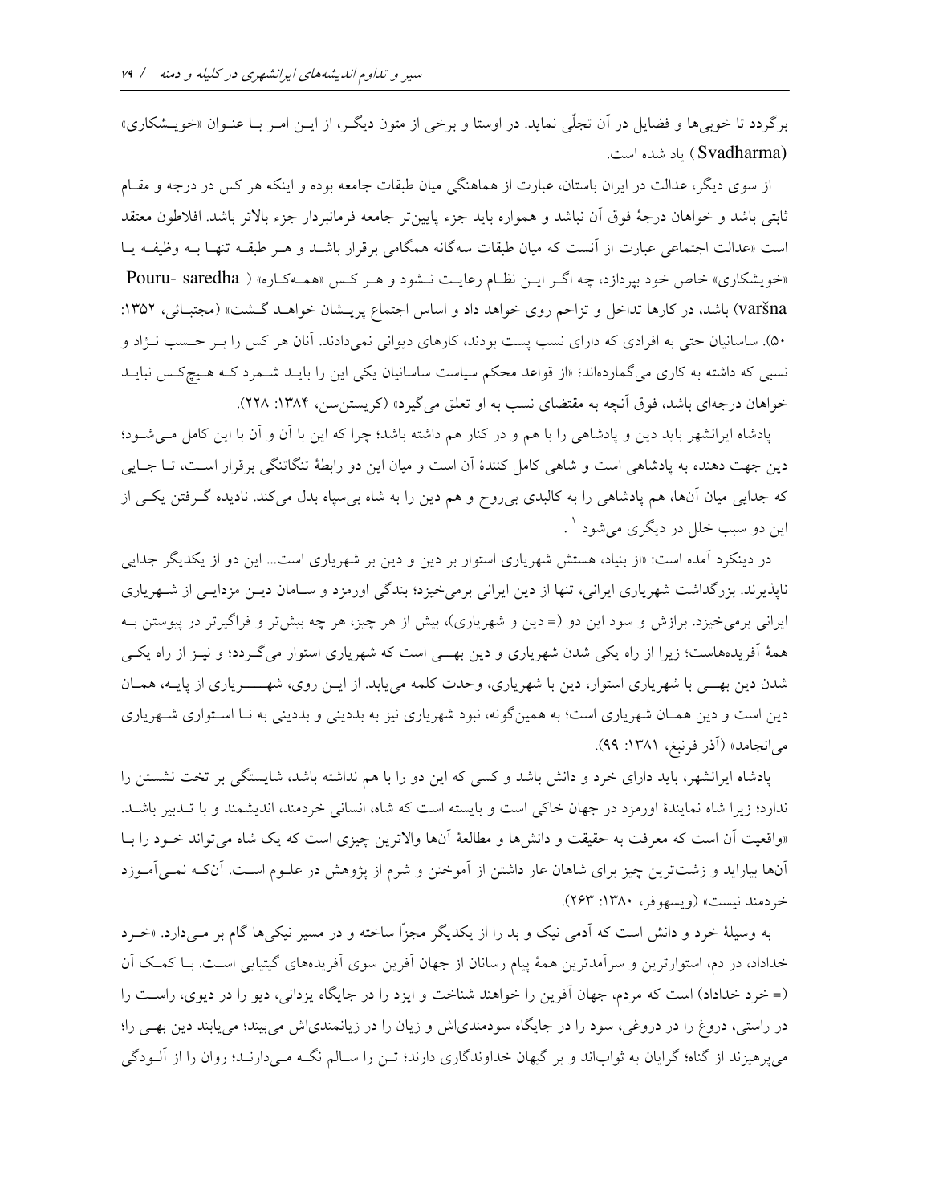برگردد تا خوبی‌ها و فضایل در آن تجلّی نماید. در اوستا و برخی از متون دیگـر، از ایـن امـر بـا عنـوان «خویـشکاری» (Svadharma) یاد شده است.

از سوی دیگر، عدالت در ایران باستان، عبارت از هماهنگی میان طبقات جامعه بوده و اینکه هر کس در درجه و مقـام ثابتی باشد و خواهان درجهٔ فوق آن نباشد و همواره باید جزء پایین‌تر جامعه فرمانبردار جزء بالاتر باشد. افلاطون معتقد است «عدالت اجتماعی عبارت از آنست که میان طبقات سه‌گانه همگامی برقرار باشـد و هـر طبقـه تنهـا بـه وظیفـه یـا «خویشکاری» خاص خود بپردازد، چه اگـر ایـن نظـام رعایـت نـشود و هـر کـس «همـه‌کـاره» ( Pouru- saredha varšna) باشد، در کارها تداخل و تزاحم روی خواهد داد و اساس اجتماع پریـشان خواهـد گـشت» (مجتبـائی، ۱۳۵۲: ۵۰). ساسانیان حتی به افرادی که دارای نسب پست بودند، کارهای دیوانی نمی‌دادند. آنان هر کس را بـر حـسب نـژاد و نسبی که داشته به کاری می‌گمارده‌اند؛ «از قواعد محکم سیاست ساسانیان یکی این را بایـد شـمرد کـه هـیچ‌کـس نبایـد خواهان درجه‌ای باشد، فوق آنچه به مقتضای نسب به او تعلق می‌گیرد» (کریستن‌سن، ۱۳۸۴: ۲۲۸).

پادشاه ایرانشهر باید دین و پادشاهی را با هم و در کنار هم داشته باشد؛ چرا که این با آن و آن با این کامل مـی‌شـود؛ دین جهت دهنده به پادشاهی است و شاهی کامل کنندهٔ آن است و میان این دو رابطهٔ تنگاتنگی برقرار اسـت، تـا جـایی که جدایی میان آن‌ها، هم پادشاهی را به کالبدی بی‌روح و هم دین را به شاه بی‌سپاه بدل می‌کند. نادیده گـرفتن یکـی از این دو سبب خلل در دیگری می‌شود [۱].

در دینکرد آمده است: «از بنیاد، هستش شهریاری استوار بر دین و دین بر شهریاری است... این دو از یکدیگر جدایی ناپذیرند. بزرگداشت شهریاری ایرانی، تنها از دین ایرانی برمی‌خیزد؛ بندگی اورمزد و سـامان دیـن مزدایـی از شـهریاری ایرانی برمی‌خیزد. برازش و سود این دو (= دین و شهریاری)، بیش از هر چیز، هر چه بیش‌تر و فراگیرتر در پیوستن بـه همهٔ آفریده‌هاست؛ زیرا از راه یکی شدن شهریاری و دین بهـی است که شهریاری استوار می‌گـردد؛ و نیـز از راه یکـی شدن دین بهـی با شهریاری استوار، دین با شهریاری، وحدت کلمه می‌یابد. از ایـن روی، شهـــریاری از پایـه، همـان دین است و دین همـان شهریاری است؛ به همین‌گونه، نبود شهریاری نیز به بددینی و بددینی به نـا اسـتواری شـهریاری می‌انجامد» (آذر فرنبغ، ۱۳۸۱: ۹۹).

پادشاه ایرانشهر، باید دارای خرد و دانش باشد و کسی که این دو را با هم نداشته باشد، شایستگی بر تخت نشستن را ندارد؛ زیرا شاه نمایندهٔ اورمزد در جهان خاکی است و بایسته است که شاه، انسانی خردمند، اندیشمند و با تـدبیر باشـد. «واقعیت آن است که معرفت به حقیقت و دانش‌ها و مطالعهٔ آنها والاترین چیزی است که یک شاه می‌تواند خـود را بـا آنها بیاراید و زشت‌ترین چیز برای شاهان عار داشتن از آموختن و شرم از پژوهش در علـوم اسـت. آنکـه نمـی‌آمـوزد خردمند نیست» (ویسهوفر، ۱۳۸۰: ۲۶۳).

به وسیلهٔ خرد و دانش است که آدمی نیک و بد را از یکدیگر مجزاً ساخته و در مسیر نیکی‌ها گام بر مـی‌دارد. «خـرد خداداد، در دم، استوارترین و سرآمدترین همهٔ پیام رسانان از جهان آفرین سوی آفریده‌های گیتیایی اسـت. بـا کمـک آن (= خرد خداداد) است که مردم، جهان آفرین را خواهند شناخت و ایزد را در جایگاه یزدانی، دیو را در دیوی، راسـت را در راستی، دروغ را در دروغی، سود را در جایگاه سودمندی‌اش و زیان را در زیانمندی‌اش می‌بینند؛ می‌یابند دین بهـی را؛ می‌پرهیزند از گناه؛ گرایان به ثواب‌اند و بر گیهان خداوندگاری دارند؛ تـن را سـالم نگـه مـی‌دارنـد؛ روان را از آلـودگی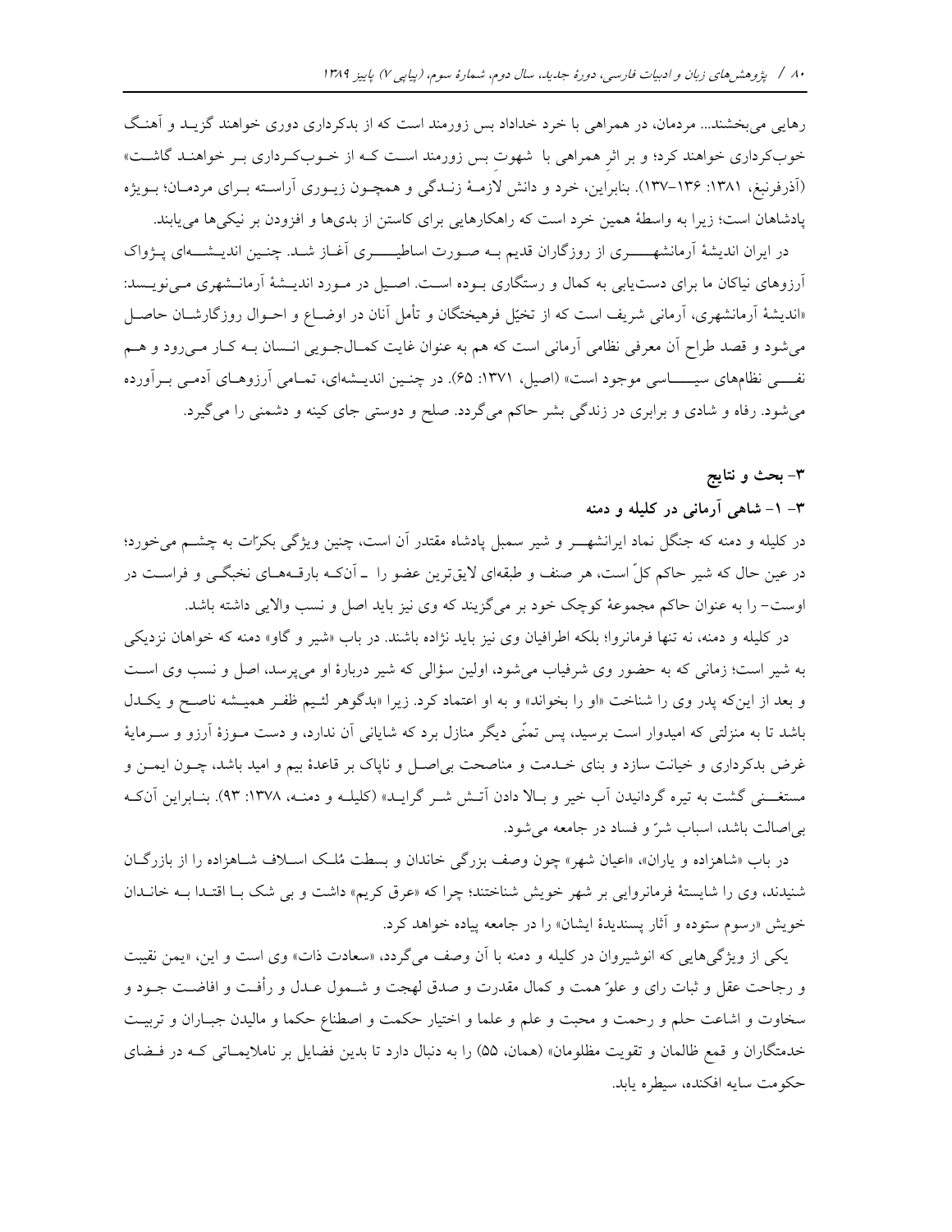رهایی می‌بخشند... مردمان، در همراهی با خرد خداداد بس زورمند است که از بدکرداری دوری خواهند گزید و آهنگ خوب‌کرداری خواهند کرد؛ و بر اثرِ همراهی با شهوتِ بس زورمند است که از خوب‌کرداری بر خواهند گاشت» (آذرفرنبغ، ۱۳۸۱: ۱۳۶-۱۳۷). بنابراین، خرد و دانش لازمهٔ زندگی و همچون زیوری آراسته برای مردمان؛ بویژه پادشاهان است؛ زیرا به واسطهٔ همین خرد است که راهکارهایی برای کاستن از بدی‌ها و افزودن بر نیکی‌ها می‌یابند.

در ایران اندیشهٔ آرمانشهری از روزگاران قدیم به صورت اساطیری آغاز شد. چنین اندیشه‌ای پژواک آرزوهای نیاکان ما برای دست‌یابی به کمال و رستگاری بوده است. اصیل در مورد اندیشهٔ آرمانشهری می‌نویسد: «اندیشهٔ آرمانشهری، آرمانی شریف است که از تخیّل فرهیختگان و تأمل آنان در اوضاع و احوال روزگارشان حاصل می‌شود و قصد طراح آن معرفی نظامی آرمانی است که هم به عنوان غایت کمال‌جویی انسان به کار می‌رود و هم نفی نظام‌های سیاسی موجود است» (اصیل، ۱۳۷۱: ۶۵). در چنین اندیشه‌ای، تمامی آرزوهای آدمی برآورده می‌شود. رفاه و شادی و برابری در زندگی بشر حاکم می‌گردد. صلح و دوستی جای کینه و دشمنی را می‌گیرد.

## ۳- بحث و نتایج

### ۳- ۱- شاهی آرمانی در کلیله و دمنه

در کلیله و دمنه که جنگل نماد ایرانشهر و شیر سمبل پادشاه مقتدر آن است، چنین ویژگی بکرّات به چشم می‌خورد؛ در عین حال که شیر حاکم کلّ است، هر صنف و طبقه‌ای لایق‌ترین عضو را ـ آنکه بارقه‌های نخبگی و فراست در اوست- را به عنوان حاکم مجموعهٔ کوچک خود بر می‌گزینند که وی نیز باید اصل و نسب والایی داشته باشد.

در کلیله و دمنه، نه تنها فرمانروا؛ بلکه اطرافیان وی نیز باید نژاده باشند. در باب «شیر و گاو» دمنه که خواهان نزدیکی به شیر است؛ زمانی که به حضور وی شرفیاب می‌شود، اولین سؤالی که شیر دربارهٔ او می‌پرسد، اصل و نسب وی است و بعد از این‌که پدر وی را شناخت «او را بخواند» و به او اعتماد کرد. زیرا «بدگوهر لئیم ظفر همیشه ناصح و یکدل باشد تا به منزلتی که امیدوار است برسید، پس تمنّی دیگر منازل برد که شایانی آن ندارد، و دست موزهٔ آرزو و سرمایهٔ غرض بدکرداری و خیانت سازد و بنای خدمت و مناصحت بی‌اصل و ناپاک بر قاعدهٔ بیم و امید باشد، چون ایمن و مستغنی گشت به تیره گردانیدن آب خیر و بالا دادن آتش شر گراید» (کلیله و دمنه، ۱۳۷۸: ۹۳). بنابراین آنکه بی‌اصالت باشد، اسباب شرّ و فساد در جامعه می‌شود.

در باب «شاهزاده و یاران»، «اعیان شهر» چون وصف بزرگی خاندان و بسطت مُلک اسلاف شاهزاده را از بازرگان شنیدند، وی را شایستهٔ فرمانروایی بر شهر خویش شناختند؛ چرا که «عرق کریم» داشت و بی شک با اقتدا به خاندان خویش «رسوم ستوده و آثار پسندیدهٔ ایشان» را در جامعه پیاده خواهد کرد.

یکی از ویژگی‌هایی که انوشیروان در کلیله و دمنه با آن وصف می‌گردد، «سعادت ذات» وی است و این، «یمن نقیبت و رجاحت عقل و ثبات رای و علوّ همت و کمال مقدرت و صدق لهجت و شمول عدل و رأفت و افاضت جود و سخاوت و اشاعت حلم و رحمت و محبت و علم و علما و اختیار حکمت و اصطناع حکما و مالیدن جباران و تربیت خدمتگاران و قمع ظالمان و تقویت مظلومان» (همان، ۵۵) را به دنبال دارد تا بدین فضایل بر ناملایماتی که در فضای حکومت سایه افکنده، سیطره یابد.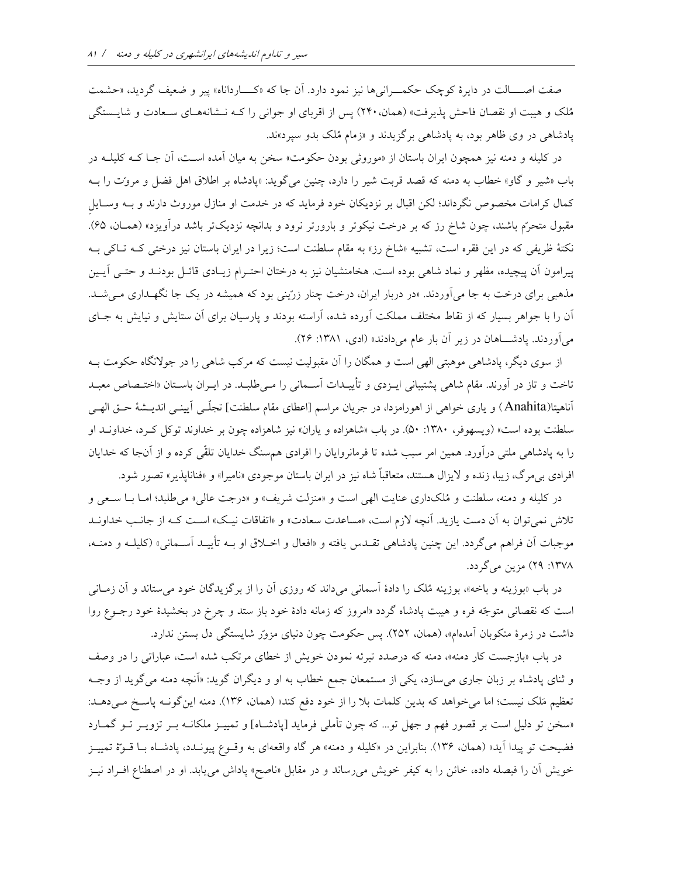صفت اصـــالت در دایرۀ کوچک حکمـــرانی‌ها نیز نمود دارد. آن جا که «کـــارداناه» پیر و ضعیف گردید، «حشمت مُلک و هیبت او نقصان فاحش پذیرفت» (همان،۲۴۰) پس از اقربای او جوانی را کـه نـشانه‌هـای سـعادت و شایـستگی پادشاهی در وی ظاهر بود، به پادشاهی برگزیدند و «زمام مُلک بدو سپرد»ند.

در کلیله و دمنه نیز همچون ایران باستان از «موروثی بودن حکومت» سخن به میان آمده اسـت، آن جـا کـه کلیلـه در باب «شیر و گاو» خطاب به دمنه که قصد قربت شیر را دارد، چنین می‌گوید: «پادشاه بر اطلاق اهل فضل و مروّت را بـه کمال کرامات مخصوص نگرداند؛ لکن اقبال بر نزدیکان خود فرماید که در خدمت او منازل موروث دارند و بـه وسـایلِ مقبول متحرّم باشند، چون شاخ رز که بر درخت نیکوتر و باورتر نرود و بدانچه نزدیک‌تر باشد درآویزد» (همـان، ۶۵). نکتۀ ظریفی که در این فقره است، تشبیه «شاخ رز» به مقام سلطنت است؛ زیرا در ایران باستان نیز درختی کـه تـاکی بـه پیرامون آن پیچیده، مظهر و نماد شاهی بوده است. هخامنشیان نیز به درختان احتـرام زیـادی قائـل بودنـد و حتـی آیـین مذهبی برای درخت به جا می‌آوردند. «در دربار ایران، درخت چنار زرّینی بود که همیشه در یک جا نگهـداری مـی‌شـد. آن را با جواهر بسیار که از نقاط مختلف مملکت آورده شده، آراسته بودند و پارسیان برای آن ستایش و نیایش به جـای می‌آوردند. پادشـــاهان در زیر آن بار عام می‌دادند» (ادی، ۱۳۸۱: ۲۶).

از سوی دیگر، پادشاهی موهبتی الهی است و همگان را آن مقبولیت نیست که مرکب شاهی را در جولانگاه حکومت بـه تاخت و تاز در آورند. مقام شاهی پشتیبانی ایـزدی و تأییـدات آسـمانی را مـی‌طلبـد. در ایـران باسـتان «اختـصاص معبـد آناهیتا(Anahita) و یاری خواهی از اهورامزدا، در جریان مراسم [اعطای مقام سلطنت] تجلّـی آیینـی اندیـشۀ حـق الهـی سلطنت بوده است» (ویسهوفر، ۱۳۸۰: ۵۰). در باب «شاهزاده و یاران» نیز شاهزاده چون بر خداوند توکل کـرد، خداونـد او را به پادشاهی ملتی درآورد. همین امر سبب شده تا فرمانروایان را افرادی هم‌سنگ خدایان تلقّی کرده و از آن‌جا که خدایان افرادی بی‌مرگ، زیبا، زنده و لایزال هستند، متعاقباً شاه نیز در ایران باستان موجودی «نامیرا» و «فناناپذیر» تصور شود.

در کلیله و دمنه، سلطنت و مُلک‌داری عنایت الهی است و «منزلت شریف» و «درجت عالی» می‌طلبد؛ امـا بـا سـعی و تلاش نمی‌توان به آن دست یازید. آنچه لازم است، «مساعدت سعادت» و «اتفاقات نیـک» اسـت کـه از جانـب خداونـد موجبات آن فراهم می‌گردد. این چنین پادشاهی تقـدس یافته و «افعال و اخـلاق او بـه تأییـد آسـمانی» (کلیلـه و دمنـه، ۱۳۷۸: ۲۹) مزین می‌گردد.

در باب «بوزینه و باخه»، بوزینه مُلک را دادۀ آسمانی می‌داند که روزی آن را از برگزیدگان خود می‌ستاند و آن زمـانی است که نقصانی متوجّه فره و هیبت پادشاه گردد «امروز که زمانه دادۀ خود باز ستد و چرخ در بخشیدۀ خود رجـوع روا داشت در زمرۀ منکوبان آمده‌ام»، (همان، ۲۵۲). پس حکومت چون دنیای مزوّر شایستگی دل بستن ندارد.

در باب «بازجست کار دمنه»، دمنه که درصدد تبرئه نمودن خویش از خطای مرتکب شده است، عباراتی را در وصف و ثنای پادشاه بر زبان جاری می‌سازد، یکی از مستمعان جمع خطاب به او و دیگران گوید: «آنچه دمنه می‌گوید از وجـه تعظیم مَلک نیست؛ اما می‌خواهد که بدین کلمات بلا را از خود دفع کند» (همان، ۱۳۶). دمنه این‌گونـه پاسـخ مـی‌دهـد: «سخن تو دلیل است بر قصور فهم و جهل تو... که چون تأملی فرماید [پادشـاه] و تمییـز ملکانـه بـر تزویـر تـو گمـارد فضیحت تو پیدا آید» (همان، ۱۳۶). بنابراین در «کلیله و دمنه» هر گاه واقعه‌ای به وقـوع پیونـدد، پادشـاه بـا قـوّۀ تمییـز خویش آن را فیصله داده، خائن را به کیفر خویش می‌رساند و در مقابل «ناصح» پاداش می‌یابد. او در اصطناع افـراد نیـز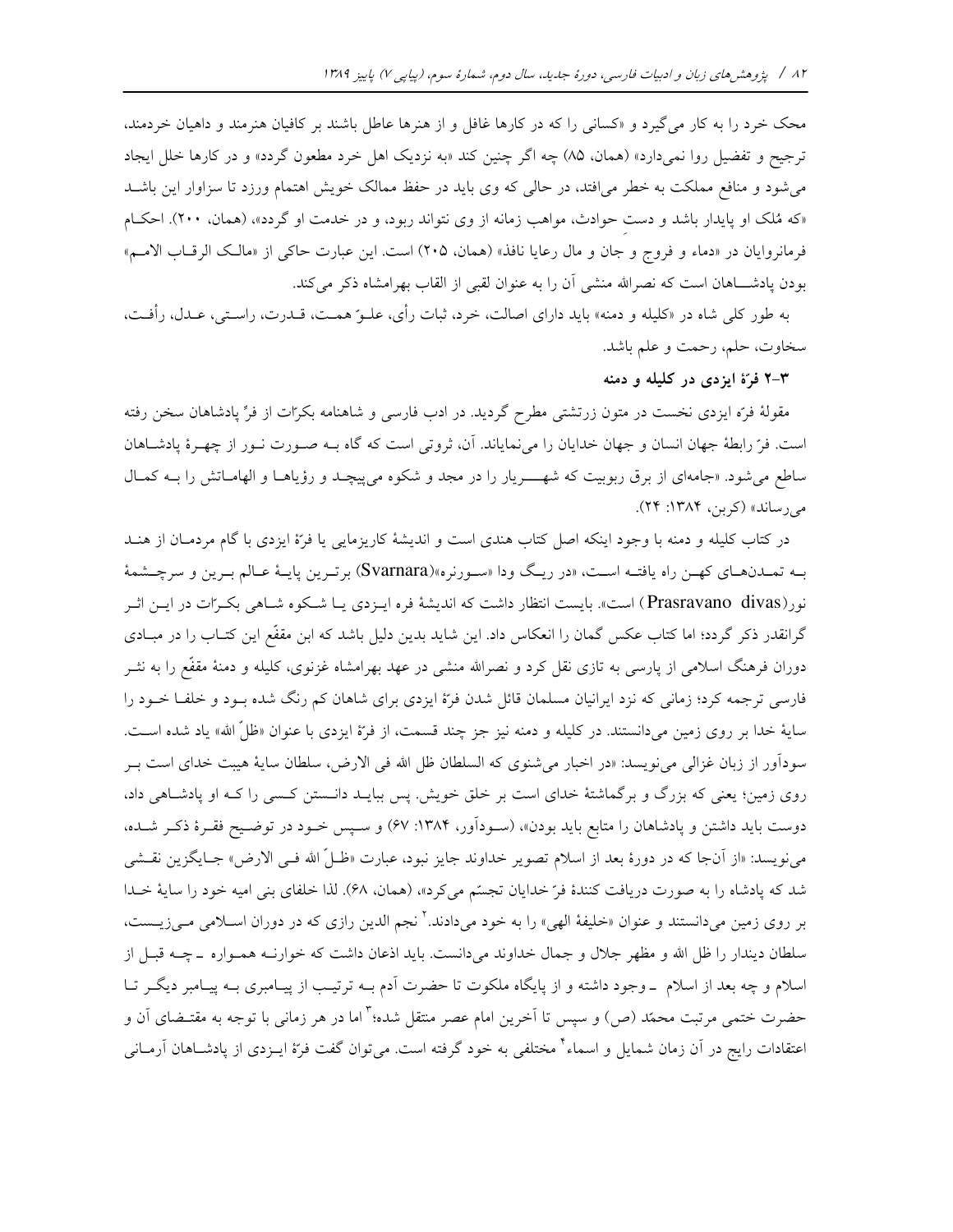محک خرد را به کار می‌گیرد و «کسانی را که در کارها غافل و از هنرها عاطل باشند بر کافیان هنرمند و داهیان خردمند، ترجیح و تفضیل روا نمی‌دارد» (همان، ۸۵) چه اگر چنین کند «به نزدیک اهل خرد مطعون گردد» و در کارها خلل ایجاد می‌شود و منافع مملکت به خطر می‌افتد، در حالی که وی باید در حفظ ممالک خویش اهتمام ورزد تا سزاوار این باشد «که مُلک او پایدار باشد و دستِ حوادث، مواهب زمانه از وی نتواند ربود، و در خدمت او گردد»، (همان، ۲۰۰). احکام فرمانروایان در «دماء و فروج و جان و مال رعایا نافذ» (همان، ۲۰۵) است. این عبارت حاکی از «مالک الرقاب الامم» بودن پادشاهان است که نصرالله منشی آن را به عنوان لقبی از القاب بهرامشاه ذکر می‌کند.

به طور کلی شاه در «کلیله و دمنه» باید دارای اصالت، خرد، ثبات رأی، علوّ همت، قدرت، راستی، عدل، رأفت، سخاوت، حلم، رحمت و علم باشد.

### ۳-۲ فرّهٔ ایزدی در کلیله و دمنه

مقولهٔ فرّه ایزدی نخست در متون زرتشتی مطرح گردید. در ادب فارسی و شاهنامه بکرّات از فرّ پادشاهان سخن رفته است. فرّ رابطهٔ جهان انسان و جهان خدایان را می‌نمایاند. آن، ثروتی است که گاه به صورت نور از چهرهٔ پادشاهان ساطع می‌شود. «جامه‌ای از برق ربوبیت که شهریار را در مجد و شکوه می‌پیچد و رؤیاها و الهاماتش را به کمال می‌رساند» (کربن، ۱۳۸۴: ۲۴).

در کتاب کلیله و دمنه با وجود اینکه اصل کتاب هندی است و اندیشهٔ کاریزمایی یا فرّهٔ ایزدی با گام مردمان از هند به تمدن‌های کهن راه یافته است، «در ریگ ودا «سورنره»(Svarnara) برترین پایهٔ عالم برین و سرچشمهٔ نور(Prasravano divas) است». بایست انتظار داشت که اندیشهٔ فره ایزدی یا شکوه شاهی بکرّات در این اثر گرانقدر ذکر گردد؛ اما کتاب عکس گمان را انعکاس داد. این شاید بدین دلیل باشد که ابن مقفّع این کتاب را در مبادی دوران فرهنگ اسلامی از پارسی به تازی نقل کرد و نصرالله منشی در عهد بهرامشاه غزنوی، کلیله و دمنهٔ مقفّع را به نثر فارسی ترجمه کرد؛ زمانی که نزد ایرانیان مسلمان قائل شدن فرّهٔ ایزدی برای شاهان کم رنگ شده بود و خلفا خود را سایهٔ خدا بر روی زمین می‌دانستند. در کلیله و دمنه نیز جز چند قسمت، از فرّهٔ ایزدی با عنوان «ظلّ الله» یاد شده است. سودآور از زبان غزالی می‌نویسد: «در اخبار می‌شنوی که السلطان ظل الله فی الارض، سلطان سایهٔ هیبت خدای است بر روی زمین؛ یعنی که بزرگ و برگماشتهٔ خدای است بر خلق خویش. پس بباید دانستن کسی را که او پادشاهی داد، دوست باید داشتن و پادشاهان را متابع باید بودن»، (سودآور، ۱۳۸۴: ۶۷) و سپس خود در توضیح فقرهٔ ذکر شده، می‌نویسد: «از آنجا که در دورهٔ بعد از اسلام تصویر خداوند جایز نبود، عبارت «ظلّ الله فی الارض» جایگزین نقشی شد که پادشاه را به صورت دریافت کنندهٔ فرّ خدایان تجسّم می‌کرد»، (همان، ۶۸). لذا خلفای بنی امیه خود را سایهٔ خدا بر روی زمین می‌دانستند و عنوان «خلیفهٔ الهی» را به خود می‌دادند.[۲] نجم الدین رازی که در دوران اسلامی می‌زیست، سلطان دیندار را ظل الله و مظهر جلال و جمال خداوند می‌دانست. باید اذعان داشت که خوارنه همواره ـ چه قبل از اسلام و چه بعد از اسلام ـ وجود داشته و از پایگاه ملکوت تا حضرت آدم به ترتیب از پیامبری به پیامبر دیگر تا حضرت ختمی مرتبت محمّد (ص) و سپس تا آخرین امام عصر منتقل شده؛[۳] اما در هر زمانی با توجه به مقتضای آن و اعتقادات رایج در آن زمان شمایل و اسماء[۴] مختلفی به خود گرفته است. می‌توان گفت فرّهٔ ایزدی از پادشاهان آرمانی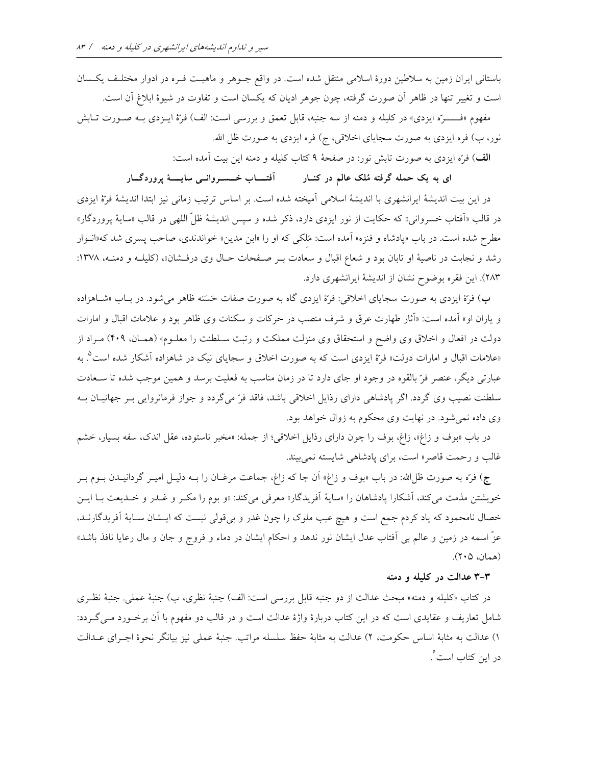باستانی ایران زمین به سلاطین دورۀ اسلامی منتقل شده است. در واقع جوهر و ماهیت فره در ادوار مختلف یکسان است و تغییر تنها در ظاهر آن صورت گرفته، چون جوهر ادیان که یکسان است و تفاوت در شیوۀ ابلاغ آن است.

مفهوم «فـــرّه ایزدی» در کلیله و دمنه از سه جنبه، قابل تعمق و بررسی است: الف) فرّۀ ایزدی به صورت تابش نور، ب) فره ایزدی به صورت سجایای اخلاقی، ج) فره ایزدی به صورت ظل الله.

**الف**) فرّه ایزدی به صورت تابش نور: در صفحۀ ۹ کتاب کلیله و دمنه این بیت آمده است:

**ای به یک حمله گرفته مُلک عالم در کنار　　　آفتاب خسروانی سایۀ پروردگار**

در این بیت اندیشۀ ایرانشهری با اندیشۀ اسلامی آمیخته شده است. بر اساس ترتیب زمانی نیز ابتدا اندیشۀ فرّۀ ایزدی در قالب «آفتاب خسروانی» که حکایت از نور ایزدی دارد، ذکر شده و سپس اندیشۀ ظلّ اللهی در قالب «سایۀ پروردگار» مطرح شده است. در باب «پادشاه و فنزه» آمده است: مَلکی که او را «ابن مدین» خواندندی، صاحب پسری شد که«انوار رشد و نجابت در ناصیۀ او تابان بود و شعاع اقبال و سعادت بر صفحات حال وی درفشان»، (کلیله و دمنه، ۱۳۷۸: ۲۸۳). این فقره بوضوح نشان از اندیشۀ ایرانشهری دارد.

**ب**) فرّۀ به صورت سجایای اخلاقی: فرّۀ ایزدی گاه به صورت صفات حَسَنه ظاهر می‌شود. در باب «شاهزاده و یاران او» آمده است: «آثار طهارت عرق و شرف منصب در حرکات و سکنات وی ظاهر بود و علامات اقبال و امارات دولت در افعال و اخلاق وی واضح و استحقاق وی منزلت مملکت و رتبت سلطنت را معلوم» (همان، ۴۰۹) مراد از «علامات اقبال و امارات دولت» فرّۀ ایزدی است که به صورت اخلاق و سجایای نیک در شاهزاده آشکار شده است[۵]. به عبارتی دیگر، عنصر فرّ بالقوه در وجود او جای دارد تا در زمان مناسب به فعلیت برسد و همین موجب شده تا سعادت سلطنت نصیب وی گردد. اگر پادشاهی دارای رذایل اخلاقی باشد، فاقد فرّ می‌گردد و جواز فرمانروایی بر جهانیان به وی داده نمی‌شود. در نهایت وی محکوم به زوال خواهد بود.

در باب «بوف و زاغ»، زاغ، بوف را چون دارای رذایل اخلاقی؛ از جمله: «مخبر ناستوده، عقل اندک، سفه بسیار، خشم غالب و رحمت قاصر» است، برای پادشاهی شایسته نمی‌بیند.

**ج**) فرّه به صورت ظل‌الله: در باب «بوف و زاغ» آن جا که زاغ، جماعت مرغان را به دلیل امیر گردانیدن بوم بر خویشتن مذمت می‌کند، آشکارا پادشاهان را «سایۀ آفریدگار» معرفی می‌کند: «و بوم را مکر و غدر و خدیعت با این خصال نامحمود که یاد کردم جمع است و هیچ عیب ملوک را چون غدر و بی‌قولی نیست که ایشان سایۀ آفریدگارند، عزّ اسمه در زمین و عالم بی آفتاب عدل ایشان نور ندهد و احکام ایشان در دماء و فروج و جان و مال رعایا نافذ باشد» (همان، ۲۰۵).

### ۳-۳ عدالت در کلیله و دمنه

در کتاب «کلیله و دمنه» مبحث عدالت از دو جنبه قابل بررسی است: الف) جنبۀ نظری، ب) جنبۀ عملی. جنبۀ نظری شامل تعاریف و عقایدی است که در این کتاب دربارۀ واژۀ عدالت است و در قالب دو مفهوم با آن برخورد می‌گردد: ۱) عدالت به مثابۀ اساس حکومت، ۲) عدالت به مثابۀ حفظ سلسله مراتب. جنبۀ عملی نیز بیانگر نحوۀ اجرای عدالت در این کتاب است[۶].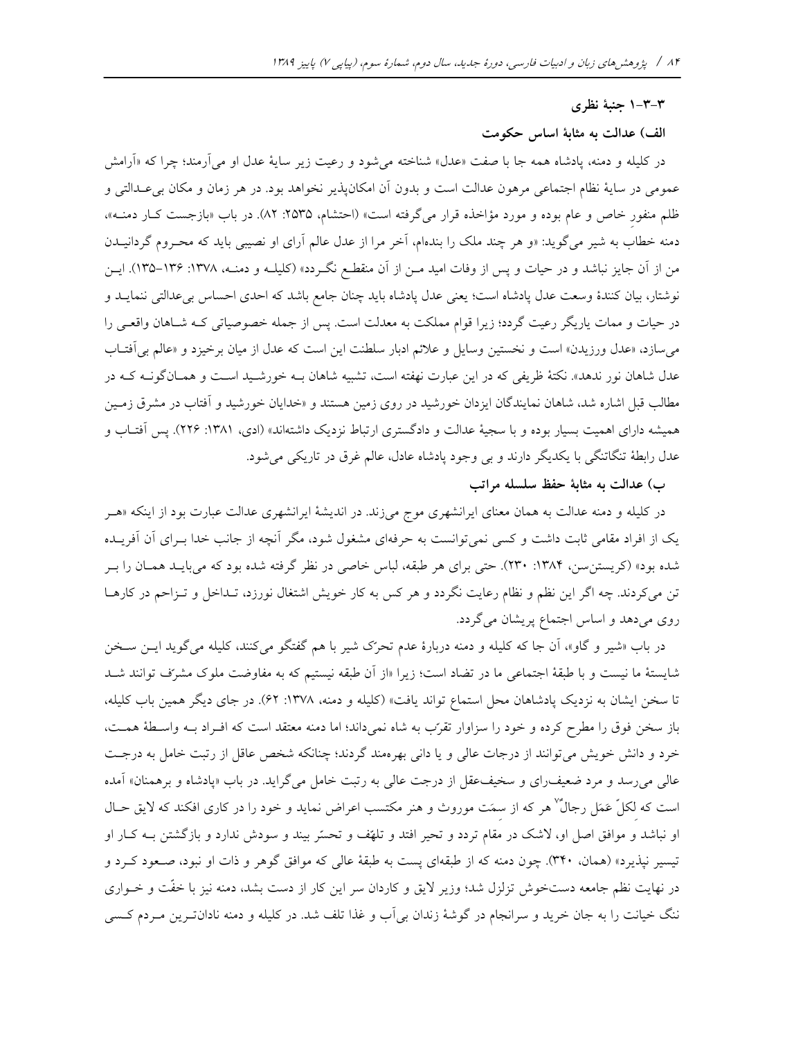### ۳-۳-۱ جنبهٔ نظری

#### الف) عدالت به مثابهٔ اساس حکومت

در کلیله و دمنه، پادشاه همه جا با صفت «عدل» شناخته می‌شود و رعیت زیر سایهٔ عدل او می‌آرمند؛ چرا که «آرامش عمومی در سایهٔ نظام اجتماعی مرهون عدالت است و بدون آن امکان‌پذیر نخواهد بود. در هر زمان و مکان بی‌عـدالتی و ظلم منفورِ خاص و عام بوده و مورد مؤاخذه قرار می‌گرفته است» (احتشام، ۲۵۳۵: ۸۲). در باب «بازجست کـار دمنـه»، دمنه خطاب به شیر می‌گوید: «و هر چند ملک را بنده‌ام، آخر مرا از عدل عالم آرای او نصیبی باید که محـروم گردانیـدن من از آن جایز نباشد و در حیات و پس از وفات امید مـن از آن منقطـع نگـردد» (کلیلـه و دمنـه، ۱۳۷۸: ۱۳۶-۱۳۵). ایـن نوشتار، بیان کنندهٔ وسعت عدل پادشاه است؛ یعنی عدل پادشاه باید چنان جامع باشد که احدی احساس بی‌عدالتی ننمایـد و در حیات و ممات یاریگر رعیت گردد؛ زیرا قوام مملکت به معدلت است. پس از جمله خصوصیاتی کـه شـاهان واقعـی را می‌سازد، «عدل ورزیدن» است و نخستین وسایل و علائم ادبار سلطنت این است که عدل از میان برخیزد و «عالم بی‌آفتـاب عدل شاهان نور ندهد». نکتهٔ ظریفی که در این عبارت نهفته است، تشبیه شاهان بـه خورشـید اسـت و همـان‌گونـه کـه در مطالب قبل اشاره شد، شاهان نمایندگان ایزدان خورشید در روی زمین هستند و «خدایان خورشید و آفتاب در مشرق زمـین همیشه دارای اهمیت بسیار بوده و با سجیهٔ عدالت و دادگستری ارتباط نزدیک داشته‌اند» (ادی، ۱۳۸۱: ۲۲۶). پس آفتـاب و عدل رابطهٔ تنگاتنگی با یکدیگر دارند و بی وجود پادشاه عادل، عالم غرق در تاریکی می‌شود.

#### ب) عدالت به مثابهٔ حفظ سلسله مراتب

در کلیله و دمنه عدالت به همان معنای ایرانشهری موج می‌زند. در اندیشهٔ ایرانشهری عدالت عبارت بود از اینکه «هـر یک از افراد مقامی ثابت داشت و کسی نمی‌توانست به حرفه‌ای مشغول شود، مگر آنچه از جانب خدا بـرای آن آفریـده شده بود» (کریستن‌سن، ۱۳۸۴: ۲۳۰). حتی برای هر طبقه، لباس خاصی در نظر گرفته شده بود که می‌بایـد همـان را بـر تن می‌کردند. چه اگر این نظم و نظام رعایت نگردد و هر کس به کار خویش اشتغال نورزد، تـداخل و تـزاحم در کارهـا روی می‌دهد و اساس اجتماع پریشان می‌گردد.

در باب «شیر و گاو»، آن جا که کلیله و دمنه دربارهٔ عدم تحرّک شیر با هم گفتگو می‌کنند، کلیله می‌گوید ایـن سـخن شایستهٔ ما نیست و با طبقهٔ اجتماعی ما در تضاد است؛ زیرا «از آن طبقه نیستیم که به مفاوضت ملوک مشرّف توانند شـد تا سخن ایشان به نزدیک پادشاهان محل استماع تواند یافت» (کلیله و دمنه، ۱۳۷۸: ۶۲). در جای دیگر همین باب کلیله، باز سخن فوق را مطرح کرده و خود را سزاوار تقرّب به شاه نمی‌داند؛ اما دمنه معتقد است که افـراد بـه واسـطهٔ همـت، خرد و دانش خویش می‌توانند از درجات عالی و یا دانی بهره‌مند گردند؛ چنانکه شخص عاقل از رتبت خامل به درجـت عالی می‌رسد و مرد ضعیف‌رای و سخیف‌عقل از درجت عالی به رتبت خامل می‌گراید. در باب «پادشاه و برهمنان» آمده است که لکلِّ عَمَل رجالٌ[۷] هر که از سمَت موروث و هنر مکتسب اعراض نماید و خود را در کاری افکند که لایق حـال او نباشد و موافق اصل او، لاشک در مقام تردد و تحیر افتد و تلهّف و تحسّر بیند و سودش ندارد و بازگشتن بـه کـار او تیسیر نپذیرد» (همان، ۳۴۰). چون دمنه که از طبقه‌ای پست به طبقهٔ عالی که موافق گوهر و ذات او نبود، صـعود کـرد و در نهایت نظم جامعه دستخوش تزلزل شد؛ وزیر لایق و کاردان سر این کار از دست بشد، دمنه نیز با خفّت و خـواری ننگ خیانت را به جان خرید و سرانجام در گوشهٔ زندان بی‌آب و غذا تلف شد. در کلیله و دمنه نادان‌تـرین مـردم کـسی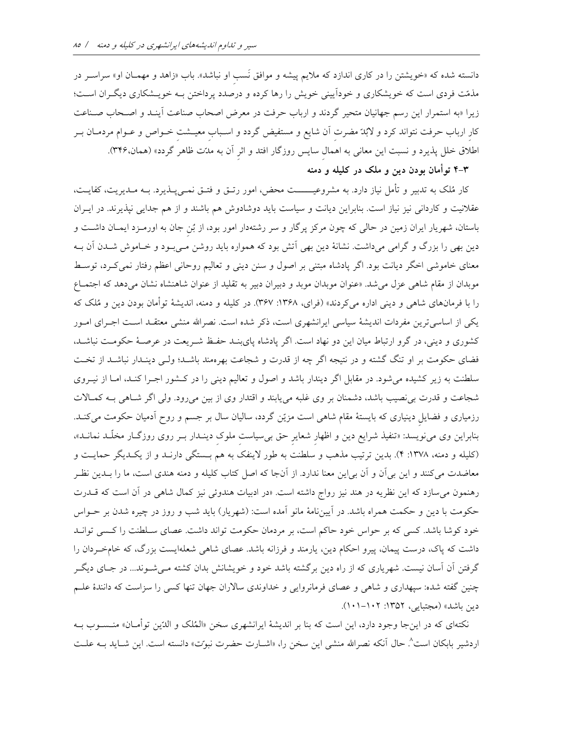دانسته شده که «خویشتن را در کاری اندازد که ملایم پیشه و موافق نَسبِ او نباشد». باب «زاهد و مهمان او» سراسر در مذمّت فردی است که خویشکاری و خودآیینی خویش را رها کرده و درصدد پرداختن به خویشکاری دیگران است؛ زیرا «به استمرار این رسم جهانیان متحیر گردند و ارباب حرفت در معرض اصحاب صناعت آیند و اصحاب صناعت کارِ ارباب حرفت نتواند کرد و لابُدّ مضرتِ آن شایع و مستفیض گردد و اسبابِ معیشت خواص و عوام مردمان بر اطلاق خلل پذیرد و نسبت این معانی به اهمالِ سایس روزگار افتد و اثرِ آن به مدّت ظاهر گردد» (همان،۳۴۶).

### ۳-۴ توأمان بودن دین و ملک در کلیله و دمنه

کار مُلک به تدبیر و تأمل نیاز دارد. به مشروعیــــــت محض، امور رتق و فتق نمی‌پذیرد. به مدیریت، کفایت، عقلانیت و کاردانی نیز نیاز است. بنابراین دیانت و سیاست باید دوشادوش هم باشند و از هم جدایی نپذیرند. در ایران باستان، شهریار ایران زمین در حالی که چون مرکز پرگار و سر رشته‌دار امور بود، از بُن جان به اورمزد ایمان داشت و دین بهی را بزرگ و گرامی می‌داشت. نشانهٔ دین بهی آتش بود که همواره باید روشن می‌بود و خاموش شدن آن به معنای خاموشی اخگر دیانت بود. اگر پادشاه مبتنی بر اصول و سنن دینی و تعالیم روحانی اعظم رفتار نمی‌کرد، توسط موبدان از مقام شاهی عزل می‌شد. «عنوان موبدان موبد و دبیران دبیر به تقلید از عنوان شاهنشاه نشان می‌دهد که اجتماع را با فرمان‌های شاهی و دینی اداره می‌کردند» (فرای، ۱۳۶۸: ۳۶۷). در کلیله و دمنه، اندیشهٔ توأمان بودن دین و مُلک که یکی از اساسی‌ترین مفردات اندیشهٔ سیاسی ایرانشهری است، ذکر شده است. نصرالله منشی معتقد است اجرای امور کشوری و دینی، در گرو ارتباط میان این دو نهاد است. اگر پادشاه پای‌بند حفظ شریعت در عرصهٔ حکومت نباشد، فضای حکومت بر او تنگ گشته و در نتیجه اگر چه از قدرت و شجاعت بهره‌مند باشد؛ ولی دیندار نباشد از تخت سلطنت به زیر کشیده می‌شود. در مقابل اگر دیندار باشد و اصول و تعالیم دینی را در کشور اجرا کند، اما از نیروی شجاعت و قدرت بی‌نصیب باشد، دشمنان بر وی غلبه می‌یابند و اقتدار وی از بین می‌رود. ولی اگر شاهی به کمالات رزمیاری و فضایلِ دینیاری که بایستهٔ مقام شاهی است مزیّن گردد، سالیان سال بر جسم و روح آدمیان حکومت می‌کند. بنابراین وی می‌نویسد: «تنفیذ شرایع دین و اظهارِ شعایرِ حق بی‌سیاستِ ملوکِ دیندار بر روی روزگار مخلّد نماند»، (کلیله و دمنه، ۱۳۷۸: ۴). بدین ترتیب مذهب و سلطنت به طور لاینفک به هم بستگی دارند و از یکدیگر حمایت و معاضدت می‌کنند و این بی‌آن و آن بی‌این معنا ندارد. از آن‌جا که اصل کتاب کلیله و دمنه هندی است، ما را بدین نظر رهنمون می‌سازد که این نظریه در هند نیز رواج داشته است. «در ادبیات هندوئی نیز کمال شاهی در آن است که قدرت حکومت با دین و حکمت همراه باشد. در آیین‌نامهٔ مانو آمده است: (شهریار) باید شب و روز در چیره شدن بر حواس خود کوشا باشد. کسی که بر حواس خود حاکم است، بر مردمان حکومت تواند داشت. عصای سلطنت را کسی تواند داشت که پاک، درست پیمان، پیرو احکام دین، یارمند و فرزانه باشد. عصای شاهی شعله‌ایست بزرگ، که خام‌خردان را گرفتن آن آسان نیست. شهریاری که از راه دین برگشته باشد خود و خویشانش بدان کشته می‌شوند... در جای دیگر چنین گفته شده: سپهداری و شاهی و عصای فرمانروایی و خداوندی سالاران جهان تنها کسی را سزاست که دانندهٔ علم دین باشد» (مجتبایی، ۱۳۵۲: ۱۰۲-۱۰۱).

نکته‌ای که در این‌جا وجود دارد، این است که بنا بر اندیشهٔ ایرانشهری سخن «المُلک و الدّین توأمان» منسوب به اردشیر بابکان است[۸]. حال آنکه نصرالله منشی این سخن را، «اشارت حضرت نبوّت» دانسته است. این شاید به علت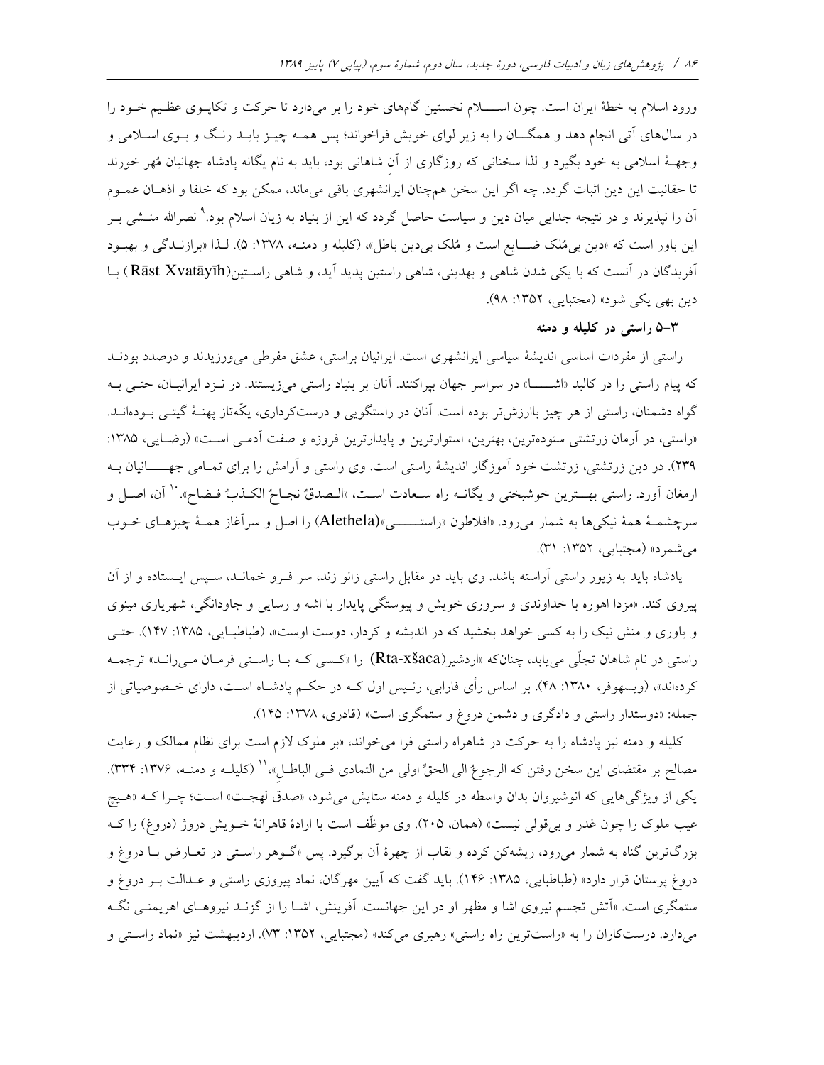ورود اسلام به خطهٔ ایران است. چون اســـلام نخستین گام‌های خود را بر می‌دارد تا حرکت و تکاپـوی عظیـم خـود را در سال‌های آتی انجام دهد و همگـــان را به زیر لوای خویش فراخواند؛ پس همـه چیـز بایـد رنـگ و بـوی اسـلامی و وجهـهٔ اسلامی به خود بگیرد و لذا سخنانی که روزگاری از آنِ شاهانی بود، باید به نام یگانه پادشاه جهانیان مُهر خورند تا حقانیت این دین اثبات گردد. چه اگر این سخن هم‌چنان ایرانشهری باقی می‌ماند، ممکن بود که خلفا و اذهـان عمـوم آن را نپذیرند و در نتیجه جدایی میان دین و سیاست حاصل گردد که این از بنیاد به زیان اسلام بود.[۹] نصرالله منـشی بـر این باور است که «دین بی‌مُلک ضـــایع است و مُلک بی‌دین باطل»، (کلیله و دمنـه، ۱۳۷۸: ۵). لـذا «برازنـدگی و بهبـود آفریدگان در آنست که با یکی شدن شاهی و بهدینی، شاهی راستین پدید آید، و شاهی راسـتین(Rāst Xvatāyīh) بـا دین بهی یکی شود» (مجتبایی، ۱۳۵۲: ۹۸).

### ۳-۵ راستی در کلیله و دمنه

راستی از مفردات اساسی اندیشهٔ سیاسی ایرانشهری است. ایرانیان براستی، عشق مفرطی می‌ورزیدند و درصدد بودنـد که پیام راستی را در کالبد «اشـــا» در سراسر جهان بپراکنند. آنان بر بنیاد راستی می‌زیستند. در نـزد ایرانیـان، حتـی بـه گواه دشمنان، راستی از هر چیز باارزش‌تر بوده است. آنان در راستگویی و درستکرداری، یکّه‌تاز پهنـهٔ گیتـی بـوده‌انـد. «راستی، در آرمان زرتشتی ستوده‌ترین، بهترین، استوارترین و پایدارترین فروزه و صفت آدمـی اسـت» (رضـایی، ۱۳۸۵: ۲۳۹). در دین زرتشتی، زرتشت خود آموزگار اندیشهٔ راستی است. وی راستی و آرامش را برای تمـامی جهــــانیان بـه ارمغان آورد. راستی بهـــترین خوشبختی و یگانـه راه سـعادت اسـت، «الـصدقُ نجـاحٌ الکـذبُ فـضاح».[۱۰] آن، اصـل و سرچشمـهٔ همهٔ نیکی‌ها به شمار می‌رود. «افلاطون «راستـــــی»(Alethela) را اصل و سرآغاز همـهٔ چیزهـای خـوب می‌شمرد» (مجتبایی، ۱۳۵۲: ۳۱).

پادشاه باید به زیور راستی آراسته باشد. وی باید در مقابل راستی زانو زند، سر فـرو خمانـد، سـپس ایـستاده و از آن پیروی کند. «مزدا اهوره با خداوندی و سروری خویش و پیوستگی پایدار با اشه و رسایی و جاودانگی، شهریاری مینوی و یاوری و منش نیک را به کسی خواهد بخشید که در اندیشه و کردار، دوست اوست»، (طباطبـایی، ۱۳۸۵: ۱۴۷). حتـی راستی در نام شاهان تجلّی می‌یابد، چنان‌که «اردشیر(Rta-xšaca) را «کـسی کـه بـا راسـتی فرمـان مـی‌رانـد» ترجمـه کرده‌اند»، (ویسهوفر، ۱۳۸۰: ۴۸). بر اساس رأی فارابی، رئـیس اول کـه در حکـم پادشـاه اسـت، دارای خـصوصیاتی از جمله: «دوستدار راستی و دادگری و دشمن دروغ و ستمگری است» (قادری، ۱۳۷۸: ۱۴۵).

کلیله و دمنه نیز پادشاه را به حرکت در شاهراه راستی فرا می‌خواند، «بر ملوک لازم است برای نظام ممالک و رعایت مصالح بر مقتضای این سخن رفتن که الرجوعُ الی الحقِّ اولی من التمادی فـی الباطـلِ»،[۱۱] (کلیلـه و دمنـه، ۱۳۷۶: ۳۳۴). یکی از ویژگی‌هایی که انوشیروان بدان واسطه در کلیله و دمنه ستایش می‌شود، «صدق لهجـت» اسـت؛ چـرا کـه «هـیچ عیب ملوک را چون غدر و بی‌قولی نیست» (همان، ۲۰۵). وی موظَّف است با ارادهٔ قاهرانهٔ خـویش دروژ (دروغ) را کـه بزرگ‌ترین گناه به شمار می‌رود، ریشه‌کن کرده و نقاب از چهرهٔ آن برگیرد. پس «گـوهر راسـتی در تعـارض بـا دروغ و دروغ پرستان قرار دارد» (طباطبایی، ۱۳۸۵: ۱۴۶). باید گفت که آیین مهرگان، نماد پیروزی راستی و عـدالت بـر دروغ و ستمگری است. «آتش تجسم نیروی اشا و مظهر او در این جهانست. آفرینش، اشـا را از گزنـد نیروهـای اهریمنـی نگـه می‌دارد. درستکاران را به «راست‌ترین راه راستی» رهبری می‌کند» (مجتبایی، ۱۳۵۲: ۷۳). اردیبهشت نیز «نماد راسـتی و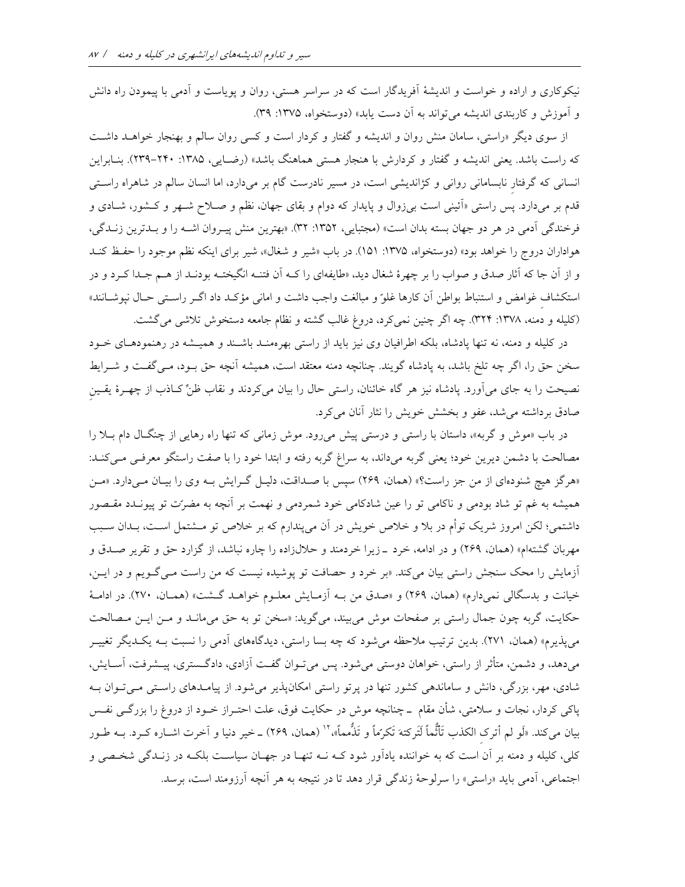نیکوکاری و اراده و خواست و اندیشهٔ آفریدگار است که در سراسر هستی، روان و پویاست و آدمی با پیمودن راه دانش و آموزش و کاربندی اندیشه می‌تواند به آن دست یابد» (دوستخواه، ۱۳۷۵: ۳۹).

از سوی دیگر «راستی، سامان منش روان و اندیشه و گفتار و کردار است و کسی روان سالم و بهنجار خواهد داشت که راست باشد. یعنی اندیشه و گفتار و کردارش با هنجار هستی هماهنگ باشد» (رضایی، ۱۳۸۵: ۲۴۰-۲۳۹). بنابراین انسانی که گرفتارِ نابسامانی روانی و کژاندیشی است، در مسیر نادرست گام بر می‌دارد، اما انسان سالم در شاهراه راستی قدم بر می‌دارد. پس راستی «آئینی است بی‌زوال و پایدار که دوام و بقای جهان، نظم و صلاح شهر و کشور، شادی و فرخندگی آدمی در هر دو جهان بسته بدان است» (مجتبایی، ۱۳۵۲: ۳۲). «بهترین منش پیروان اشه را و بدترین زندگی، هواداران دروج را خواهد بود» (دوستخواه، ۱۳۷۵: ۱۵۱). در باب «شیر و شغال»، شیر برای اینکه نظم موجود را حفظ کند و از آن جا که آثار صدق و صواب را بر چهرهٔ شغال دید، «طایفه‌ای را کـه آن فتنـه انگیختـه بودنـد از هـم جـدا کـرد و در استکشافِ غوامض و استنباط بواطن آن کارها غلوّ و مبالغت واجب داشت و امانی مؤکد داد اگـر راسـتی حـال نپوشـانند» (کلیله و دمنه، ۱۳۷۸: ۳۲۴). چه اگر چنین نمی‌کرد، دروغ غالب گشته و نظام جامعه دستخوش تلاشی می‌گشت.

در کلیله و دمنه، نه تنها پادشاه، بلکه اطرافیان وی نیز باید از راستی بهره‌مند باشند و همیشه در رهنمودهای خود سخن حق را، اگر چه تلخ باشد، به پادشاه گویند. چنانچه دمنه معتقد است، همیشه آنچه حق بود، می‌گفت و شرایط نصیحت را به جای می‌آورد. پادشاه نیز هر گاه خائنان، راستی حال را بیان می‌کردند و نقاب ظنٍّ کاذب از چهرهٔ یقینِ صادق برداشته می‌شد، عفو و بخشش خویش را نثار آنان می‌کرد.

در باب «موش و گربه»، داستان با راستی و درستی پیش می‌رود. موش زمانی که تنها راه رهایی از چنگال دام بلا را مصالحت با دشمن دیرین خود؛ یعنی گربه می‌داند، به سراغ گربه رفته و ابتدا خود را با صفت راستگو معرفی می‌کند: «هرگز هیچ شنوده‌ای از من جز راست؟» (همان، ۲۶۹) سپس با صداقت، دلیل گرایش به وی را بیان می‌دارد. «من همیشه به غم تو شاد بودمی و ناکامی تو را عین شادکامی خود شمردمی و نهمت بر آنچه به مضرّت تو پیوندد مقصور داشتمی؛ لکن امروز شریک توأم در بلا و خلاص خویش در آن می‌پندارم که بر خلاص تو مشتمل است، بدان سبب مهربان گشته‌ام» (همان، ۲۶۹) و در ادامه، خرد ـ زیرا خردمند و حلال‌زاده را چاره نباشد، از گزارد حق و تقریر صدق و آزمایش را محک سنجش راستی بیان می‌کند. «بر خرد و حصافت تو پوشیده نیست که من راست می‌گویم و در این، خیانت و بدسگالی نمی‌دارم» (همان، ۲۶۹) و «صدق من بـه آزمـایش معلـوم خواهـد گـشت» (همـان، ۲۷۰). در ادامهٔ حکایت، گربه چون جمال راستی بر صفحات موش می‌بیند، می‌گوید: «سخن تو به حق می‌مانـد و مـن ایـن مـصالحت می‌پذیرم» (همان، ۲۷۱). بدین ترتیب ملاحظه می‌شود که چه بسا راستی، دیدگاه‌های آدمی را نسبت بـه یکـدیگر تغییـر می‌دهد، و دشمن، متأثر از راستی، خواهان دوستی می‌شود. پس می‌توان گفت آزادی، دادگستری، پیشرفت، آسایش، شادی، مهر، بزرگی، دانش و ساماندهی کشور تنها در پرتو راستی امکان‌پذیر می‌شود. از پیامدهای راستی می‌توان به پاکی کردار، نجات و سلامتی، شأن مقام ـ چنانچه موش در حکایت فوق، علت احتراز خود از دروغ را بزرگی نفس بیان می‌کند. «لَو لم أترکِ الکذب تَأثُّماً لَتَرکتهَ تَکرّماً و تَذُّمماً»[۱۲] (همان، ۲۶۹) ـ خیر دنیا و آخرت اشاره کرد. به طور کلی، کلیله و دمنه بر آن است که به خواننده یادآور شود کـه نـه تنهـا در جهـان سیاسـت بلکـه در زنـدگی شخـصی و اجتماعی، آدمی باید «راستی» را سرلوحهٔ زندگی قرار دهد تا در نتیجه به هر آنچه آرزومند است، برسد.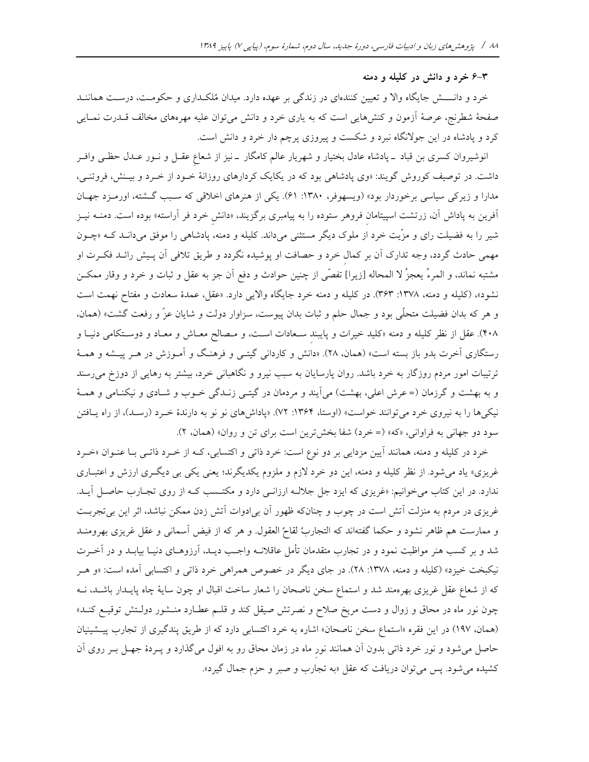### ۳-۶ خرد و دانش در کلیله و دمنه

خرد و دانش جایگاه والا و تعیین کننده‌ای در زندگی بر عهده دارد. میدان مُلک‌داری و حکومت، درست همانند صفحهٔ شطرنج، عرصهٔ آزمون و کنش‌هایی است که به یاری خرد و دانش می‌توان علیه مهره‌های مخالف قدرت نمایی کرد و پادشاه در این جولانگاه نبرد و شکست و پیروزی پرچم دار خرد و دانش است.

انوشیروان کسری بن قباد ـ پادشاه عادل بختیار و شهریار عالم کامگار ـ نیز از شعاعِ عقل و نور عدل حظی وافر داشت. در توصیف کوروش گویند: «وی پادشاهی بود که در یکایک کردارهای روزانهٔ خود از خرد و بینش، فروتنی، مدارا و زیرکی سیاسی برخوردار بود» (ویسهوفر، ۱۳۸۰: ۶۱). یکی از هنرهای اخلاقی که سبب گشته، اورمزد جهان آفرین به پاداش آن، زرتشت اسپیتمانِ فروهر ستوده را به پیامبری برگزیند، «دانشِ خرد فر آراسته» بوده است. دمنه نیز شیر را به فضیلت رای و مزّیت خرد از ملوک دیگر مستثنی می‌داند. کلیله و دمنه، پادشاهی را موفق می‌داند که «چون مهمی حادث گردد، وجه تدارک آن بر کمالِ خرد و حصافت او پوشیده نگردد و طریق تلافی آن پیش رائد فکرت او مشتبه نماند، و المرءُ یعجزُ لا المحاله [زیرا] تفصّی از چنین حوادث و دفع آن جز به عقل و ثبات و خرد و وقار ممکن نشود»، (کلیله و دمنه، ۱۳۷۸: ۳۶۳). در کلیله و دمنه خرد جایگاه والایی دارد. «عقل، عمدهٔ سعادت و مفتاح نهمت است و هر که بدان فضیلت متحلّی بود و جمال حلم و ثبات بدان پیوست، سزاوار دولت و شایان عزّ و رفعت گشت» (همان، ۴۰۸). عقل از نظر کلیله و دمنه «کلید خیرات و پایبندِ سعادات است، و مصالح معاش و معاد و دوستکامی دنیا و رستگاری آخرت بدو باز بسته است» (همان، ۲۸). «دانش و کاردانی گیتی و فرهنگ و آموزش در هر پیشه و همهٔ ترتیبات امور مردم روزگار به خرد باشد. روان پارسایان به سبب نیرو و نگاهبانی خرد، بیشتر به رهایی از دوزخ می‌رسند و به بهشت و گرزمان (= عرش اعلی، بهشت) می‌آیند و مردمان در گیتی زندگی خوب و شادی و نیکنامی و همهٔ نیکی‌ها را به نیروی خرد می‌توانند خواست» (اوستا، ۱۳۶۴: ۷۲). «پاداش‌های نو نو به دارندهٔ خرد (رسد)، از راه یافتن سود دو جهانی به فراوانی، «که» (= خرد) شفا بخش‌ترین است برای تن و روان» (همان، ۲).

خرد در کلیله و دمنه، همانند آیین مزدایی بر دو نوع است: خرد ذاتی و اکتسابی، که از خرد ذاتی با عنوان «خرد غریزی» یاد می‌شود. از نظر کلیله و دمنه، این دو خرد لازم و ملزوم یکدیگرند؛ یعنی یکی بی دیگری ارزش و اعتباری ندارد. در این کتاب می‌خوانیم: «غریزی که ایزد جل جلاله ارزانی دارد و مکتسب که از روی تجارب حاصل آید. غریزی در مردم به منزلت آتش است در چوب و چنانکه ظهور آن بی‌ادوات آتش زدن ممکن نباشد، اثر این بی‌تجربت و ممارست هم ظاهر نشود و حکما گفته‌اند که التجاربُ لقاحُ العقول. و هر که از فیض آسمانی و عقل غریزی بهرومند شد و بر کسب هنر مواظبت نمود و در تجارب متقدمان تأمل عاقلانه واجب دید، آرزوهای دنیا بیابد و در آخرت نیکبخت خیزد» (کلیله و دمنه، ۱۳۷۸: ۲۸). در جای دیگر در خصوص همراهی خرد ذاتی و اکتسابی آمده است: «و هر که از شعاع عقل غریزی بهره‌مند شد و استماع سخن ناصحان را شعار ساخت اقبال او چون سایهٔ چاه پایدار باشد، نه چون نور ماه در محاق و زوال و دست مریخ صلاح و نصرتش صیقل کند و قلم عطارد منشور دولتش توقیع کند» (همان، ۱۹۷) در این فقره «استماع سخن ناصحان» اشاره به خرد اکتسابی دارد که از طریق پندگیری از تجارب پیشینیان حاصل می‌شود و نور خرد ذاتی بدون آن همانند نورِ ماه در زمان محاق رو به افول می‌گذارد و پردهٔ جهل بر روی آن کشیده می‌شود. پس می‌توان دریافت که عقل «به تجارب و صبر و حزم جمال گیرد».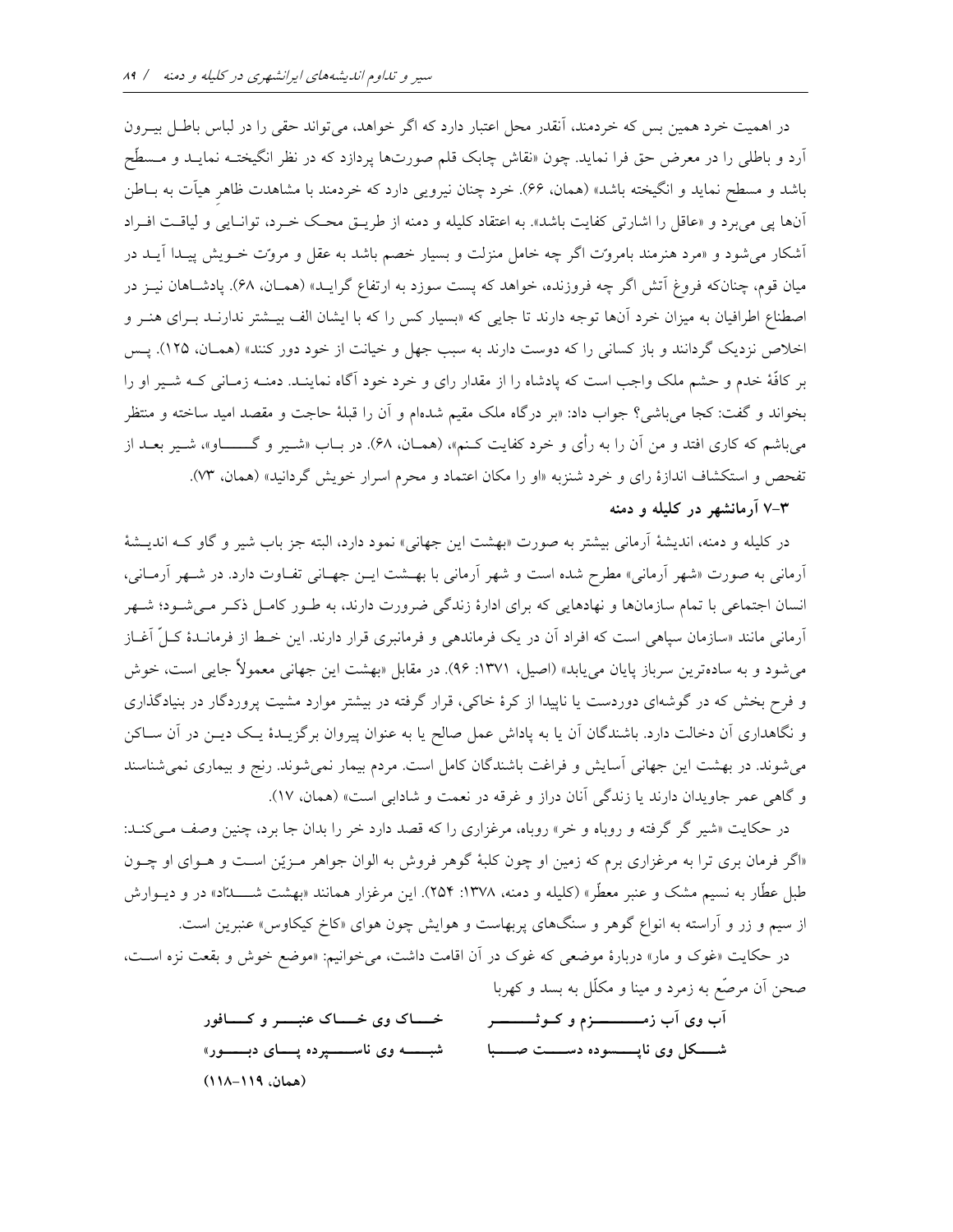در اهمیت خرد همین بس که خردمند، آنقدر محل اعتبار دارد که اگر خواهد، می‌تواند حقی را در لباس باطـل بیـرون آرد و باطلی را در معرض حق فرا نماید. چون «نقاش چابک قلم صورت‌ها پردازد که در نظر انگیختـه نمایـد و مـسطّح باشد و مسطح نماید و انگیخته باشد» (همان، ۶۶). خرد چنان نیرویی دارد که خردمند با مشاهدت ظاهرِ هیأت به بـاطن آنها پی می‌برد و «عاقل را اشارتی کفایت باشد». به اعتقاد کلیله و دمنه از طریـق محـک خـرد، توانـایی و لیاقـت افـراد آشکار می‌شود و «مرد هنرمند بامروّت اگر چه خامل منزلت و بسیار خصم باشد به عقل و مروّت خـویش پیـدا آیـد در میان قوم، چنان‌که فروغ آتش اگر چه فروزنده، خواهد که پست سوزد به ارتفاع گرایـد» (همـان، ۶۸). پادشـاهان نیـز در اصطناع اطرافیان به میزان خرد آنها توجه دارند تا جایی که «بسیار کس را که با ایشان الف بیـشتر ندارنـد بـرای هنـر و اخلاص نزدیک گردانند و باز کسانی را که دوست دارند به سبب جهل و خیانت از خود دور کنند» (همـان، ۱۲۵). پـس بر کافّهٔ خدم و حشم ملک واجب است که پادشاه را از مقدار رای و خرد خود آگاه نماینـد. دمنـه زمـانی کـه شـیر او را بخواند و گفت: کجا می‌باشی؟ جواب داد: «بر درگاه ملک مقیم شده‌ام و آن را قبلهٔ حاجت و مقصد امید ساخته و منتظر می‌باشم که کاری افتد و من آن را به رأی و خرد کفایت کـنم»، (همـان، ۶۸). در بـاب «شـیر و گـــاو»، شـیر بعـد از تفحص و استکشاف اندازهٔ رای و خرد شنزبه «او را مکان اعتماد و محرم اسرار خویش گردانید» (همان، ۷۳).

### ۳-۷ آرمانشهر در کلیله و دمنه

در کلیله و دمنه، اندیشهٔ آرمانی بیشتر به صورت «بهشت این جهانی» نمود دارد، البته جز باب شیر و گاو کـه اندیـشهٔ آرمانی به صورت «شهر آرمانی» مطرح شده است و شهر آرمانی با بهـشت ایـن جهـانی تفـاوت دارد. در شـهر آرمـانی، انسان اجتماعی با تمام سازمان‌ها و نهادهایی که برای ادارهٔ زندگی ضرورت دارند، به طـور کامـل ذکـر مـی‌شـود؛ شـهر آرمانی مانند «سازمان سپاهی است که افراد آن در یک فرماندهی و فرمانبری قرار دارند. این خـط از فرمانـدهٔ کـلّ آغـاز می‌شود و به ساده‌ترین سرباز پایان می‌یابد» (اصیل، ۱۳۷۱: ۹۶). در مقابل «بهشت این جهانی معمولاً جایی است، خوش و فرح بخش که در گوشه‌ای دوردست یا ناپیدا از کرهٔ خاکی، قرار گرفته در بیشتر موارد مشیت پروردگار در بنیادگذاری و نگاهداری آن دخالت دارد. باشندگان آن یا به پاداش عمل صالح یا به عنوان پیروان برگزیـدهٔ یـک دیـن در آن سـاکن می‌شوند. در بهشت این جهانی آسایش و فراغت باشندگان کامل است. مردم بیمار نمی‌شوند. رنج و بیماری نمی‌شناسند و گاهی عمر جاویدان دارند یا زندگی آنان دراز و غرقه در نعمت و شادابی است» (همان، ۱۷).

در حکایت «شیر گر گرفته و روباه و خر» روباه، مرغزاری را که قصد دارد خر را بدان جا برد، چنین وصف مـی‌کنـد: «اگر فرمان بری ترا به مرغزاری برم که زمین او چون کلبهٔ گوهر فروش به الوان جواهر مـزیّن اسـت و هـوای او چـون طبل عطّار به نسیم مشک و عنبر معطّر» (کلیله و دمنه، ۱۳۷۸: ۲۵۴). این مرغزار همانند «بهشت شـــدّاد» در و دیـوارش از سیم و زر و آراسته به انواع گوهر و سنگ‌های پربهاست و هوایش چون هوای «کاخ کیکاوس» عنبرین است.

در حکایت «غوک و مار» دربارهٔ موضعی که غوک در آن اقامت داشت، می‌خوانیم: «موضع خوش و بقعت نزه اسـت، صحن آن مرصّع به زمرد و مینا و مکلّل به بسد و کهربا

**آب وی آب زمـــزم و کـوثـــــر  خـــاک وی خـــاک عنبـــر و کـــافور**
**شـــکل وی ناپـــسوده دســـت صـــبا  شبـــه وی ناســـپرده پـــای دبـــور»**

**(همان، ۱۱۹-۱۱۸)**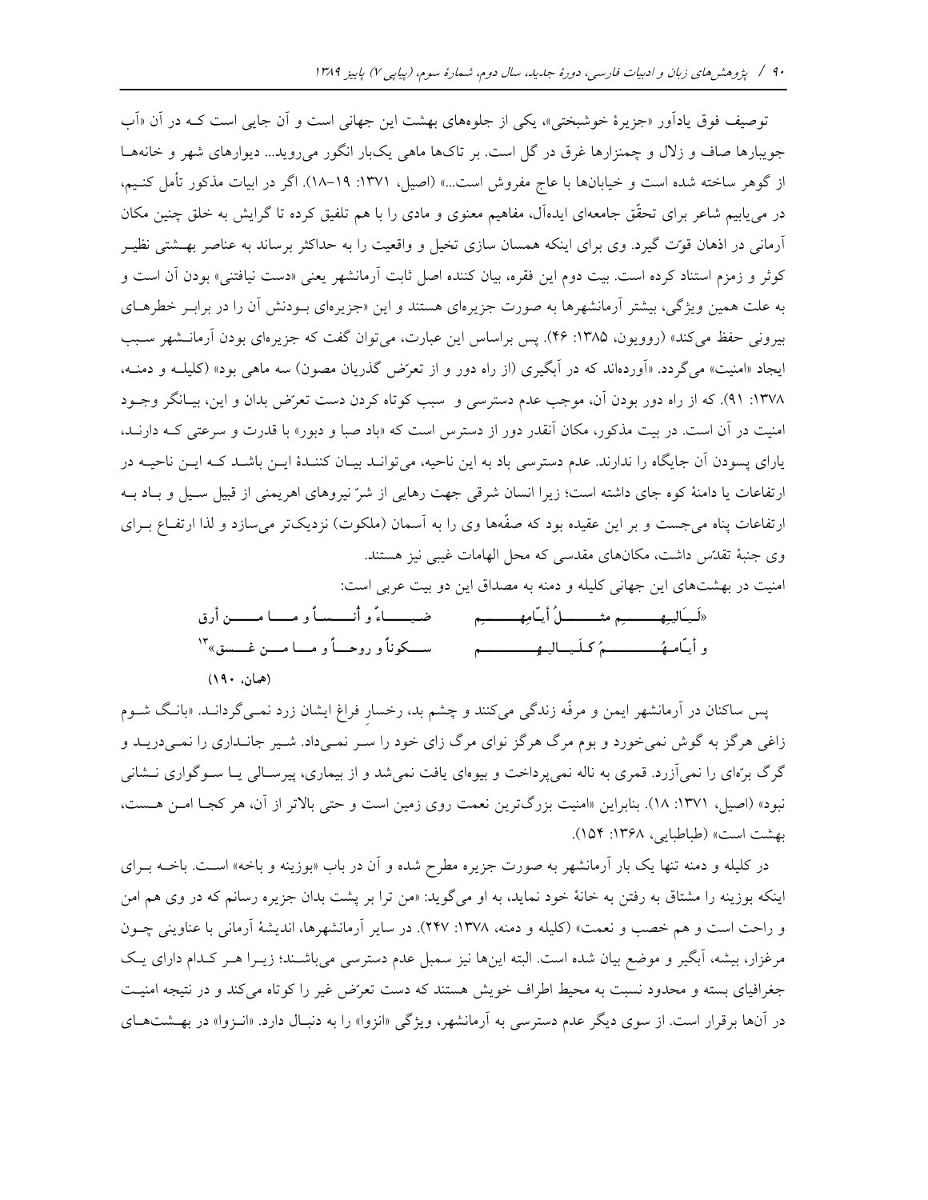توصیف فوق یادآور «جزیرهٔ خوشبختی»، یکی از جلوه‌های بهشت این جهانی است و آن جایی است کـه در آن «آب جویبارها صاف و زلال و چمنزارها غرق در گل است. بر تاک‌ها ماهی یک‌بار انگور می‌روید... دیوارهای شهر و خانه‌هـا از گوهر ساخته شده است و خیابان‌ها با عاج مفروش است...» (اصیل، ۱۳۷۱: ۱۹-۱۸). اگر در ابیات مذکور تأمل کنـیم، در می‌یابیم شاعر برای تحقّق جامعه‌ای ایده‌آل، مفاهیم معنوی و مادی را با هم تلفیق کرده تا گرایش به خلق چنین مکان آرمانی در اذهان قوّت گیرد. وی برای اینکه همسان سازی تخیل و واقعیت را به حداکثر برساند به عناصر بهـشتی نظیـر کوثر و زمزم استناد کرده است. بیت دوم این فقره، بیان کننده اصل ثابت آرمانشهر یعنی «دست نیافتنی» بودن آن است و به علت همین ویژگی، بیشتر آرمانشهرها به صورت جزیره‌ای هستند و این «جزیره‌ای بـودنش آن را در برابـر خطرهـای بیرونی حفظ می‌کند» (روویون، ۱۳۸۵: ۴۶). پس براساس این عبارت، می‌توان گفت که جزیره‌ای بودن آرمانـشهر سـبب ایجاد «امنیت» می‌گردد. «آورده‌اند که در آبگیری (از راه دور و از تعرّض گذریان مصون) سه ماهی بود» (کلیلـه و دمنـه، ۱۳۷۸: ۹۱). که از راه دور بودن آن، موجب عدم دسترسی و سبب کوتاه کردن دست تعرّض بدان و این، بیـانگر وجـود امنیت در آن است. در بیت مذکور، مکان آنقدر دور از دسترس است که «باد صبا و دبور» با قدرت و سرعتی کـه دارنـد، یارای پسودن آن جایگاه را ندارند. عدم دسترسی باد به این ناحیه، می‌توانـد بیـان کننـدهٔ ایـن باشـد کـه ایـن ناحیـه در ارتفاعات یا دامنهٔ کوه جای داشته است؛ زیرا انسان شرقی جهت رهایی از شرّ نیروهای اهریمنی از قبیل سـیل و بـاد بـه ارتفاعات پناه می‌جست و بر این عقیده بود که صفّه‌ها وی را به آسمان (ملکوت) نزدیک‌تر می‌سازد و لذا ارتفـاع بـرای وی جنبهٔ تقدّس داشت، مکان‌های مقدسی که محل الهامات غیبی نیز هستند.

امنیت در بهشت‌های این جهانی کلیله و دمنه به مصداق این دو بیت عربی است:

«لَیَالِیهِم مثلُ أیّامِهِم ضیاءً و أُنساً و ما من أرق
و أیّامهُم کلَیالیهم سکوناً و روحاً و ما من غسق»[۱۳]

(همان، ۱۹۰)

پس ساکنان در آرمانشهر ایمن و مرفّه زندگی می‌کنند و چشم بد، رخسارِ فراغ ایشان زرد نمـی‌گردانـد. «بانـگ شـوم زاغی هرگز به گوش نمی‌خورد و بوم مرگ هرگز نوای مرگ زای خود را سـر نمـی‌داد. شـیر جانـداری را نمـی‌دریـد و گرگ برّه‌ای را نمی‌آزرد. قمری به ناله نمی‌پرداخت و بیوه‌ای یافت نمی‌شد و از بیماری، پیرسـالی یـا سـوگواری نـشانی نبود» (اصیل، ۱۳۷۱: ۱۸). بنابراین «امنیت بزرگ‌ترین نعمت روی زمین است و حتی بالاتر از آن، هر کجـا امـن هـست، بهشت است» (طباطبایی، ۱۳۶۸: ۱۵۴).

در کلیله و دمنه تنها یک بار آرمانشهر به صورت جزیره مطرح شده و آن در باب «بوزینه و باخه» اسـت. باخـه بـرای اینکه بوزینه را مشتاق به رفتن به خانهٔ خود نماید، به او می‌گوید: «من ترا بر پشت بدان جزیره رسانم که در وی هم امن و راحت است و هم خصب و نعمت» (کلیله و دمنه، ۱۳۷۸: ۲۴۷). در سایر آرمانشهرها، اندیشهٔ آرمانی با عناوینی چـون مرغزار، بیشه، آبگیر و موضع بیان شده است. البته این‌ها نیز سمبل عدم دسترسی می‌باشـند؛ زیـرا هـر کـدام دارای یـک جغرافیای بسته و محدود نسبت به محیط اطراف خویش هستند که دست تعرّض غیر را کوتاه می‌کند و در نتیجه امنیـت در آن‌ها برقرار است. از سوی دیگر عدم دسترسی به آرمانشهر، ویژگی «انزوا» را به دنبـال دارد. «انـزوا» در بهـشت‌هـای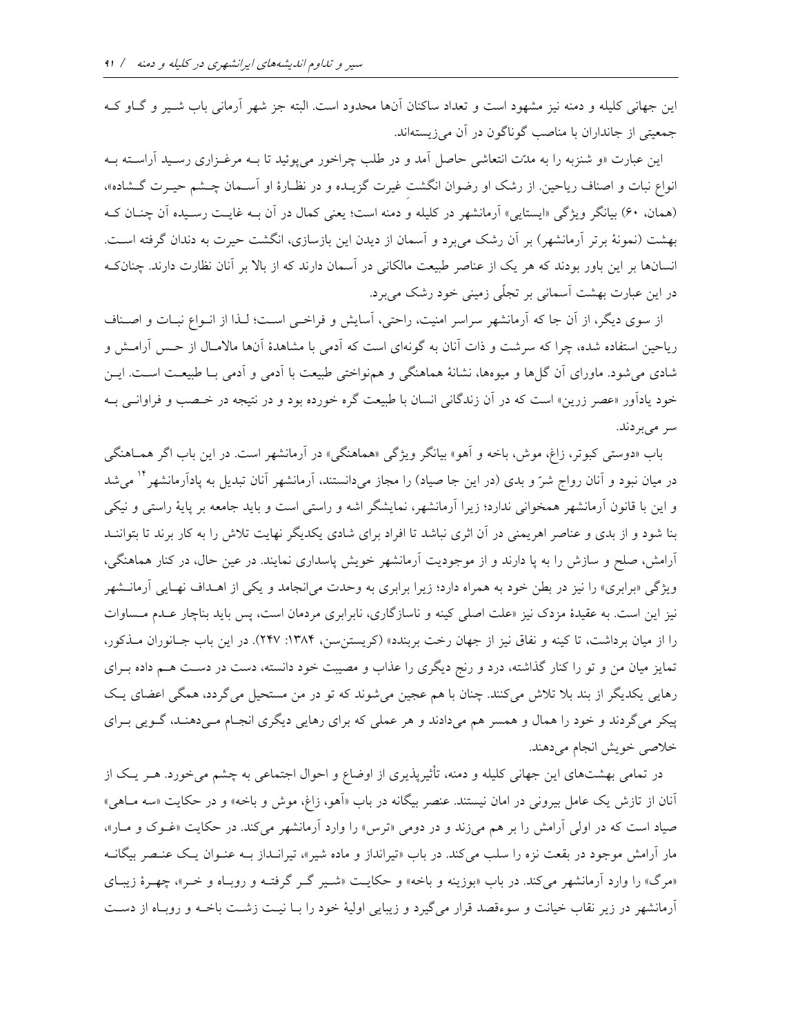این جهانی کلیله و دمنه نیز مشهود است و تعداد ساکنان آن‌ها محدود است. البته جز شهر آرمانی باب شیر و گاو که جمعیتی از جانداران با مناصب گوناگون در آن می‌زیسته‌اند.

این عبارت «و شنزبه را به مدّت انتعاشی حاصل آمد و در طلب چراخور می‌پوئید تا به مرغزاری رسید آراسته به انواع نبات و اصناف ریاحین. از رشک او رضوان انگشتِ غیرت گزیده و در نظارهٔ او آسمان چشم حیرت گشاده»، (همان، ۶۰) بیانگر ویژگی «ایستایی» آرمانشهر در کلیله و دمنه است؛ یعنی کمال در آن به غایت رسیده آن چنان که بهشت (نمونهٔ برتر آرمانشهر) بر آن رشک می‌برد و آسمان از دیدن این بازسازی، انگشت حیرت به دندان گرفته است. انسان‌ها بر این باور بودند که هر یک از عناصر طبیعت مالکانی در آسمان دارند که از بالا بر آنان نظارت دارند. چنان‌که در این عبارت بهشت آسمانی بر تجلّی زمینی خود رشک می‌برد.

از سوی دیگر، از آن جا که آرمانشهر سراسر امنیت، راحتی، آسایش و فراخی است؛ لذا از انواع نبات و اصناف ریاحین استفاده شده، چرا که سرشت و ذات آنان به گونه‌ای است که آدمی با مشاهدهٔ آن‌ها مالامال از حس آرامش و شادی می‌شود. ماورای آن گل‌ها و میوه‌ها، نشانهٔ هماهنگی و همنواختی طبیعت با آدمی و آدمی با طبیعت است. این خود یادآور «عصر زرین» است که در آن زندگانی انسان با طبیعت گره خورده بود و در نتیجه در خصب و فراوانی به سر می‌بردند.

باب «دوستی کبوتر، زاغ، موش، باخه و آهو» بیانگر ویژگی «هماهنگی» در آرمانشهر است. در این باب اگر هماهنگی در میان نبود و آنان رواج شرّ و بدی (در این جا صیاد) را مجاز می‌دانستند، آرمانشهر آنان تبدیل به پادآرمانشهر[۱۴] می‌شد و این با قانون آرمانشهر همخوانی ندارد؛ زیرا آرمانشهر، نمایشگر اشه و راستی است و باید جامعه بر پایهٔ راستی و نیکی بنا شود و از بدی و عناصر اهریمنی در آن اثری نباشد تا افراد برای شادی یکدیگر نهایت تلاش را به کار برند تا بتوانند آرامش، صلح و سازش را به پا دارند و از موجودیت آرمانشهر خویش پاسداری نمایند. در عین حال، در کنار هماهنگی، ویژگی «برابری» را نیز در بطن خود به همراه دارد؛ زیرا برابری به وحدت می‌انجامد و یکی از اهداف نهایی آرمانشهر نیز این است. به عقیدهٔ مزدک نیز «علت اصلی کینه و ناسازگاری، نابرابری مردمان است، پس باید بناچار عدم مساوات را از میان برداشت، تا کینه و نفاق نیز از جهان رخت بربندد» (کریستن‌سن، ۱۳۸۴: ۲۴۷). در این باب جانوران مذکور، تمایز میان من و تو را کنار گذاشته، درد و رنج دیگری را عذاب و مصیبت خود دانسته، دست در دست هم داده برای رهایی یکدیگر از بند بلا تلاش می‌کنند. چنان با هم عجین می‌شوند که تو در من مستحیل می‌گردد، همگی اعضای یک پیکر می‌گردند و خود را همال و همسر هم می‌دادند و هر عملی که برای رهایی دیگری انجام می‌دهند، گویی برای خلاصی خویش انجام می‌دهند.

در تمامی بهشت‌های این جهانی کلیله و دمنه، تأثیرپذیری از اوضاع و احوال اجتماعی به چشم می‌خورد. هر یک از آنان از تازش یک عامل بیرونی در امان نیستند. عنصر بیگانه در باب «آهو، زاغ، موش و باخه» و در حکایت «سه ماهی» صیاد است که در اولی آرامش را بر هم می‌زند و در دومی «ترس» را وارد آرمانشهر می‌کند. در حکایت «غوک و مار»، مار آرامش موجود در بقعت نزه را سلب می‌کند. در باب «تیرانداز و ماده شیر»، تیرانداز به عنوان یک عنصر بیگانه «مرگ» را وارد آرمانشهر می‌کند. در باب «بوزینه و باخه» و حکایت «شیر گر گرفته و روباه و خر»، چهرهٔ زیبای آرمانشهر در زیر نقاب خیانت و سوءقصد قرار می‌گیرد و زیبایی اولیهٔ خود را با نیت زشت باخه و روباه از دست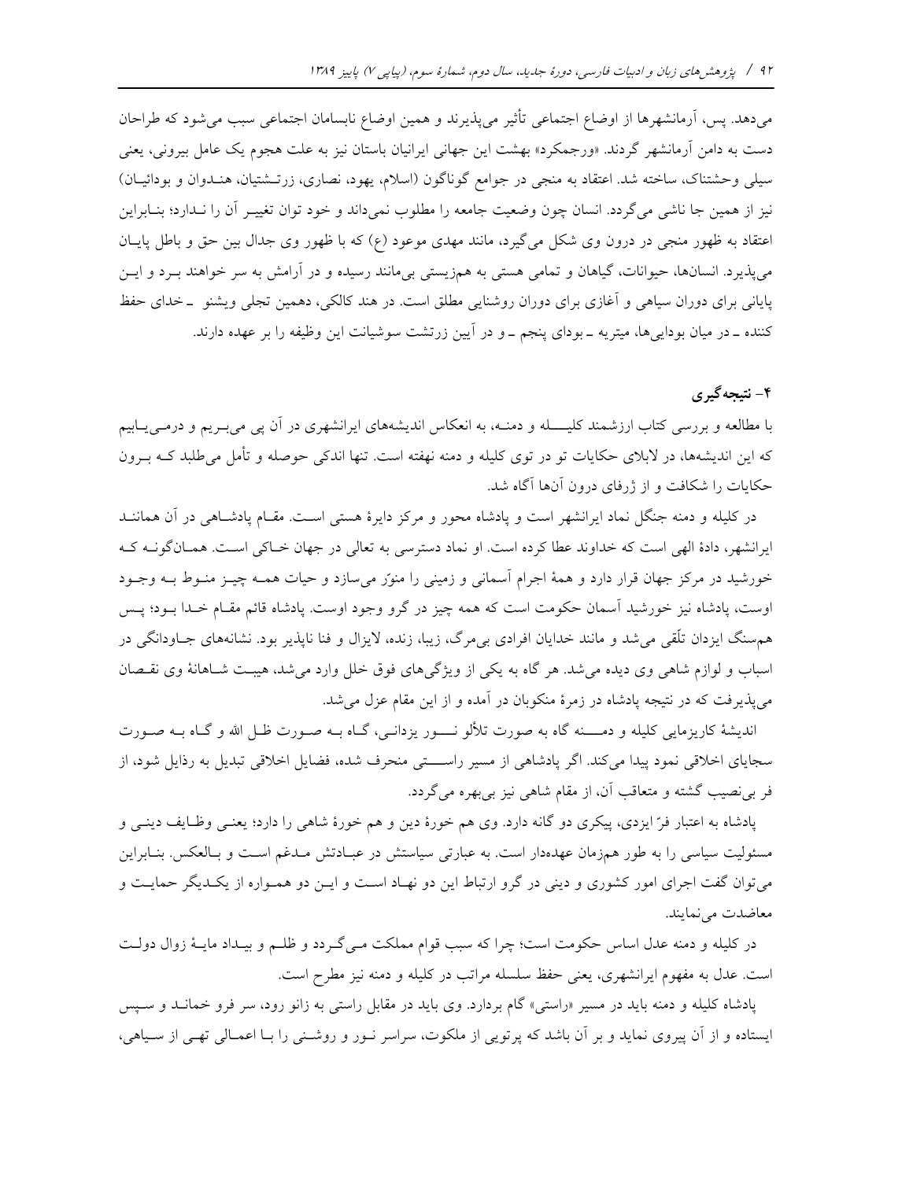می‌دهد. پس، آرمانشهرها از اوضاع اجتماعی تأثیر می‌پذیرند و همین اوضاع نابسامان اجتماعی سبب می‌شود که طراحان دست به دامن آرمانشهر گردند. «ورجمکرد» بهشت این جهانی ایرانیان باستان نیز به علت هجوم یک عامل بیرونی، یعنی سیلی وحشتناک، ساخته شد. اعتقاد به منجی در جوامع گوناگون (اسلام، یهود، نصاری، زرتشتیان، هندوان و بودائیان) نیز از همین جا ناشی می‌گردد. انسان چون وضعیت جامعه را مطلوب نمی‌داند و خود توان تغییر آن را ندارد؛ بنابراین اعتقاد به ظهور منجی در درون وی شکل می‌گیرد، مانند مهدی موعود (ع) که با ظهور وی جدال بین حق و باطل پایان می‌پذیرد. انسان‌ها، حیوانات، گیاهان و تمامی هستی به همزیستی بی‌مانند رسیده و در آرامش به سر خواهند برد و این پایانی برای دوران سیاهی و آغازی برای دوران روشنایی مطلق است. در هند کالکی، دهمین تجلی ویشنو ـ خدای حفظ کننده ـ در میان بودایی‌ها، میتریه ـ بودای پنجم ـ و در آیین زرتشت سوشیانت این وظیفه را بر عهده دارند.

## ۴- نتیجه‌گیری

با مطالعه و بررسی کتاب ارزشمند کلیله و دمنه، به انعکاس اندیشه‌های ایرانشهری در آن پی می‌بریم و درمی‌یابیم که این اندیشه‌ها، در لابلای حکایات تو در توی کلیله و دمنه نهفته است. تنها اندکی حوصله و تأمل می‌طلبد که برون حکایات را شکافت و از ژرفای درون آنها آگاه شد.

در کلیله و دمنه جنگل نماد ایرانشهر است و پادشاه محور و مرکز دایرهٔ هستی است. مقام پادشاهی در آن همانند ایرانشهر، دادهٔ الهی است که خداوند عطا کرده است. او نماد دسترسی به تعالی در جهان خاکی است. همان‌گونه که خورشید در مرکز جهان قرار دارد و همهٔ اجرام آسمانی و زمینی را منوّر می‌سازد و حیات همه چیز منوط به وجود اوست، پادشاه نیز خورشید آسمان حکومت است که همه چیز در گرو وجود اوست. پادشاه قائم مقام خدا بود؛ پس هم‌سنگ ایزدان تلّقی می‌شد و مانند خدایان افرادی بی‌مرگ، زیبا، زنده، لایزال و فنا ناپذیر بود. نشانه‌های جاودانگی در اسباب و لوازم شاهی وی دیده می‌شد. هر گاه به یکی از ویژگی‌های فوق خلل وارد می‌شد، هیبت شاهانهٔ وی نقصان می‌پذیرفت که در نتیجه پادشاه در زمرهٔ منکوبان در آمده و از این مقام عزل می‌شد.

اندیشهٔ کاریزمایی کلیله و دمنه گاه به صورت تلألو نور یزدانی، گاه به صورت ظل الله و گاه به صورت سجایای اخلاقی نمود پیدا می‌کند. اگر پادشاهی از مسیر راستی منحرف شده، فضایل اخلاقی تبدیل به رذایل شود، از فر بی‌نصیب گشته و متعاقب آن، از مقام شاهی نیز بی‌بهره می‌گردد.

پادشاه به اعتبار فرّ ایزدی، پیکری دو گانه دارد. وی هم خورهٔ دین و هم خورهٔ شاهی را دارد؛ یعنی وظایف دینی و مسئولیت سیاسی را به طور همزمان عهده‌دار است. به عبارتی سیاستش در عبادتش مدغم است و بالعکس. بنابراین می‌توان گفت اجرای امور کشوری و دینی در گرو ارتباط این دو نهاد است و این دو همواره از یکدیگر حمایت و معاضدت می‌نمایند.

در کلیله و دمنه عدل اساس حکومت است؛ چرا که سبب قوام مملکت می‌گردد و ظلم و بیداد مایهٔ زوال دولت است. عدل به مفهوم ایرانشهری، یعنی حفظ سلسله مراتب در کلیله و دمنه نیز مطرح است.

پادشاه کلیله و دمنه باید در مسیر «راستی» گام بردارد. وی باید در مقابل راستی به زانو رود، سر فرو خماند و سپس ایستاده و از آن پیروی نماید و بر آن باشد که پرتویی از ملکوت، سراسر نور و روشنی را با اعمالی تهی از سیاهی،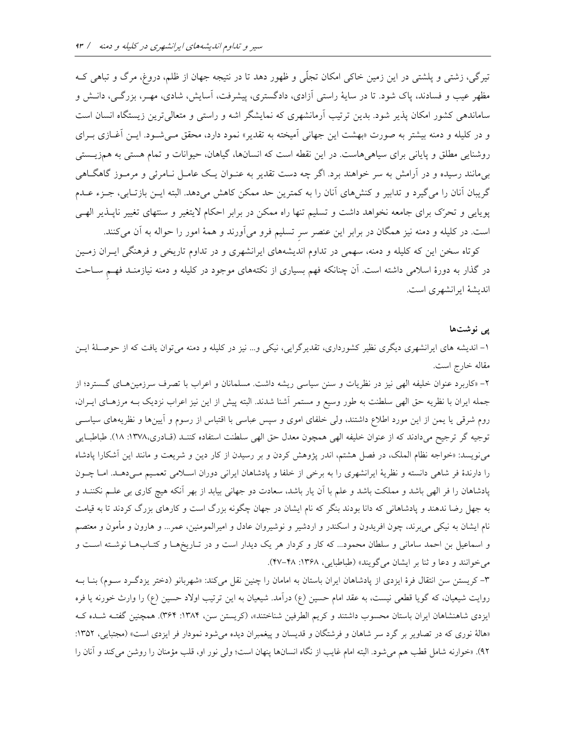تیرگی، زشتی و پلشتی در این زمین خاکی امکان تجلّی و ظهور دهد تا در نتیجه جهان از ظلم، دروغ، مرگ و تباهی کـه مظهر عیب و فسادند، پاک شود. تا در سایهٔ راستی آزادی، دادگستری، پیشرفت، آسایش، شادی، مهـر، بزرگـی، دانـش و ساماندهی کشور امکان پذیر شود. بدین ترتیب آرمانشهری که نمایشگر اشه و راستی و متعالی‌ترین زیستگاه انسان است و در کلیله و دمنه بیشتر به صورت «بهشت این جهانی آمیخته به تقدیر» نمود دارد، محقق مـی‌شـود. ایـن آغـازی بـرای روشنایی مطلق و پایانی برای سیاهی‌هاست. در این نقطه است که انسان‌ها، گیاهان، حیوانات و تمام هستی به هم‌زیـستی بی‌مانند رسیده و در آرامش به سر خواهند برد. اگر چه دست تقدیر به عنـوان یـک عامـل نـامرئی و مرمـوز گاهگـاهی گریبان آنان را می‌گیرد و تدابیر و کنش‌های آنان را به کمترین حد ممکن کاهش می‌دهد. البته ایـن بازتـابی، جـزء عـدم پویایی و تحرّک برای جامعه نخواهد داشت و تسلیم تنها راه ممکن در برابر احکام لایتغیر و سنتهای تغییر ناپـذیر الهـی است. در کلیله و دمنه نیز همگان در برابر این عنصر سرِ تسلیم فرو می‌آورند و همهٔ امور را حواله به آن می‌کنند.

کوتاه سخن این که کلیله و دمنه، سهمی در تداوم اندیشه‌های ایرانشهری و در تداوم تاریخی و فرهنگی ایـران زمـین در گذار به دورهٔ اسلامی داشته است. آن چنانکه فهم بسیاری از نکته‌های موجود در کلیله و دمنه نیازمنـد فهـمِ سـاحت اندیشهٔ ایرانشهری است.

## پی نوشت‌ها

۱- اندیشه های ایرانشهری دیگری نظیر کشورداری، تقدیرگرایی، نیکی و... نیز در کلیله و دمنه می‌توان یافت که از حوصـلهٔ ایـن مقاله خارج است.

۲- «کاربرد عنوان خلیفه الهی نیز در نظریات و سنن سیاسی ریشه داشت. مسلمانان و اعراب با تصرف سرزمین‌هـای گـسترد؛ از جمله ایران با نظریه حق الهی سلطنت به طور وسیع و مستمر آشنا شدند. البته پیش از این نیز اعراب نزدیک بـه مرزهـای ایـران، روم شرقی یا یمن از این مورد اطلاع داشتند، ولی خلفای اموی و سپس عباسی با اقتباس از رسوم و آیین‌ها و نظریه‌های سیاسـی توجیه گر ترجیح می‌دادند که از عنوان خلیفه الهی همچون معدل حق الهی سلطنت استفاده کننـد (قـادری،۱۳۷۸: ۱۸). طباطبـایی می‌نویسد: «خواجه نظام الملک، در فصل هشتم، اندر پژوهش کردن و بر رسیدن از کار دین و شریعت و مانند این آشکارا پادشاه را دارندهٔ فر شاهی دانسته و نظریهٔ ایرانشهری را به برخی از خلفا و پادشاهان ایرانی دوران اسـلامی تعمـیم مـی‌دهـد. امـا چـون پادشاهان را فر الهی باشد و مملکت باشد و علم با آن یار باشد، سعادت دو جهانی بیابد از بهر آنکه هیچ کاری بی علـم نکننـد و به جهل رضا ندهند و پادشاهانی که دانا بودند بنگر که نام ایشان در جهان چگونه بزرگ است و کارهای بزرگ کردند تا به قیامت نام ایشان به نیکی می‌برند، چون افریدون و اسکندر و اردشیر و نوشیروان عادل و امیرالمومنین، عمر... و هارون و مأمون و معتصم و اسماعیل بن احمد سامانی و سلطان محمود... که کار و کردار هر یک دیدار است و در تـاریخ‌هـا و کتـاب‌هـا نوشـته اسـت و می‌خوانند و دعا و ثنا بر ایشان می‌گویند» (طباطبایی، ۱۳۶۸: ۴۸-۴۷).

۳- کریستن سن انتقال فرهٔ ایزدی از پادشاهان ایران باستان به امامان را چنین نقل می‌کند: «شهربانو (دختر یزدگـرد سـوم) بنـا بـه روایت شیعیان، که گویا قطعی نیست، به عقد امام حسین (ع) درآمد. شیعیان به این ترتیب اولاد حسین (ع) را وارث خورنه یا فره ایزدی شاهنشاهان ایران باستان محسوب داشتند و کریم الطرفین شناختند»، (کریستن سن، ۱۳۸۴: ۳۶۴). همچنین گفتـه شـده کـه «هالهٔ نوری که در تصاویر بر گرد سر شاهان و فرشتگان و قدیسان و پیغمبران دیده می‌شود نمودار فر ایزدی است» (مجتبایی، ۱۳۵۲: ۹۲). «خورنه شامل قطب هم می‌شود. البته امام غایب از نگاه انسان‌ها پنهان است؛ ولی نور او، قلب مؤمنان را روشن می‌کند و آنان را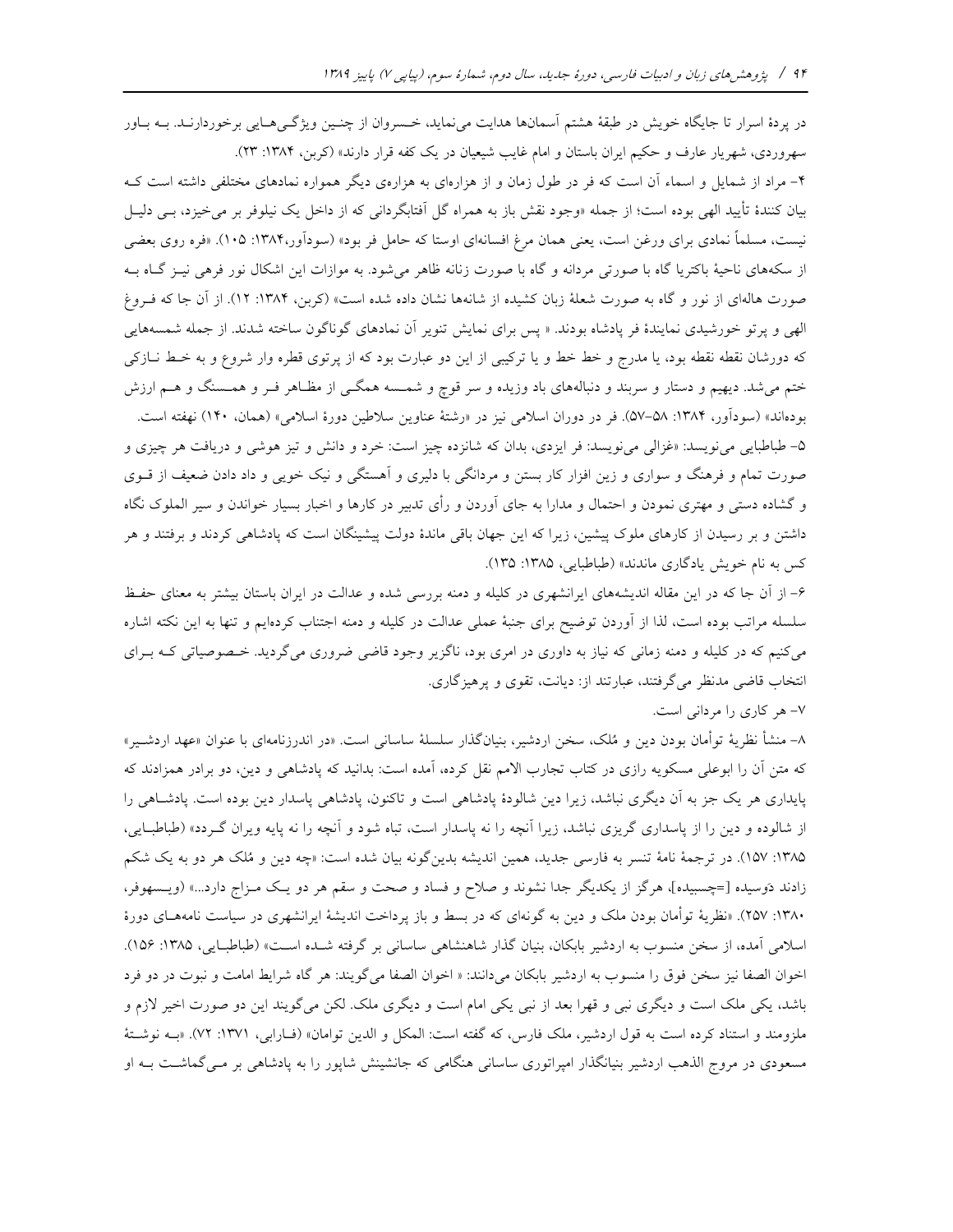در پردهٔ اسرار تا جایگاه خویش در طبقهٔ هشتم آسمانها هدایت می‌نماید، خسروان از چنین ویژگی‌هایی برخوردارند. به باور سهروردی، شهریار عارف و حکیم ایران باستان و امام غایب شیعیان در یک کفه قرار دارند» (کربن، ۱۳۸۴: ۲۳).

۴- مراد از شمایل و اسماء آن است که فر در طول زمان و از هزاره‌ای به هزاره‌ی دیگر همواره نمادهای مختلفی داشته است که بیان کنندهٔ تأیید الهی بوده است؛ از جمله «وجود نقش باز به همراه گل آفتابگردانی که از داخل یک نیلوفر بر می‌خیزد، بی دلیل نیست، مسلماً نمادی برای ورغن است، یعنی همان مرغ افسانه‌ای اوستا که حامل فر بود» (سودآور،۱۳۸۴: ۱۰۵). «فره روی بعضی از سکه‌های ناحیهٔ باکتریا گاه با صورتی مردانه و گاه با صورت زنانه ظاهر می‌شود. به موازات این اشکال نور فرهی نیز گاه به صورت هاله‌ای از نور و گاه به صورت شعلهٔ زبان کشیده از شانه‌ها نشان داده شده است» (کربن، ۱۳۸۴: ۱۲). از آن جا که فروغ الهی و پرتو خورشیدی نمایندهٔ فر پادشاه بودند. « پس برای نمایش تنویر آن نمادهای گوناگون ساخته شدند. از جمله شمسه‌هایی که دورشان نقطه نقطه بود، یا مدرج و خط خط و یا ترکیبی از این دو عبارت بود که از پرتوی قطره وار شروع و به خط نازکی ختم می‌شد. دیهیم و دستار و سربند و دنباله‌های باد وزیده و سر قوچ و شمسه همگی از مظاهر فر و همسنگ و هم ارزش بوده‌اند» (سودآور، ۱۳۸۴: ۵۸-۵۷). فر در دوران اسلامی نیز در «رشتهٔ عناوین سلاطین دورهٔ اسلامی» (همان، ۱۴۰) نهفته است.

۵- طباطبایی می‌نویسد: «غزالی می‌نویسد: فر ایزدی، بدان که شانزده چیز است: خرد و دانش و تیز هوشی و دریافت هر چیزی و صورت تمام و فرهنگ و سواری و زین افزار کار بستن و مردانگی با دلیری و آهستگی و نیک خویی و داد دادن ضعیف از قوی و گشاده دستی و مهتری نمودن و احتمال و مدارا به جای آوردن و رأی تدبیر در کارها و اخبار بسیار خواندن و سیر الملوک نگاه داشتن و بر رسیدن از کارهای ملوک پیشین، زیرا که این جهان باقی ماندهٔ دولت پیشینگان است که پادشاهی کردند و برفتند و هر کس به نام خویش یادگاری ماندند» (طباطبایی، ۱۳۸۵: ۱۳۵).

۶- از آن جا که در این مقاله اندیشه‌های ایرانشهری در کلیله و دمنه بررسی شده و عدالت در ایران باستان بیشتر به معنای حفظ سلسله مراتب بوده است، لذا از آوردن توضیح برای جنبهٔ عملی عدالت در کلیله و دمنه اجتناب کرده‌ایم و تنها به این نکته اشاره می‌کنیم که در کلیله و دمنه زمانی که نیاز به داوری در امری بود، ناگزیر وجود قاضی ضروری می‌گردید. خصوصیاتی که برای انتخاب قاضی مدنظر می‌گرفتند، عبارتند از: دیانت، تقوی و پرهیزگاری.

۷- هر کاری را مردانی است.

۸- منشأ نظریهٔ توأمان بودن دین و مُلک، سخن اردشیر، بنیانگذار سلسلهٔ ساسانی است. «در اندرزنامه‌ای با عنوان «عهد اردشیر» که متن آن را ابوعلی مسکویه رازی در کتاب تجارب الامم نقل کرده، آمده است: بدانید که پادشاهی و دین، دو برادر همزادند که پایداری هر یک جز به آن دیگری نباشد، زیرا دین شالودهٔ پادشاهی است و تاکنون، پادشاهی پاسدار دین بوده است. پادشاهی را از شالوده و دین را از پاسداری گریزی نباشد، زیرا آنچه را نه پاسدار است، تباه شود و آنچه را نه پایه ویران گردد» (طباطبایی، ۱۳۸۵: ۱۵۷). در ترجمهٔ نامهٔ تنسر به فارسی جدید، همین اندیشه بدین‌گونه بیان شده است: «چه دین و مُلک هر دو به یک شکم زادند دَوسیده [=چسبیده]، هرگز از یکدیگر جدا نشوند و صلاح و فساد و صحت و سقم هر دو یک مزاج دارد...» (ویسهوفر، ۱۳۸۰: ۲۵۷). «نظریهٔ توأمان بودن ملک و دین به گونه‌ای که در بسط و باز پرداخت اندیشهٔ ایرانشهری در سیاست نامه‌های دورهٔ اسلامی آمده، از سخن منسوب به اردشیر بابکان، بنیان گذار شاهنشاهی ساسانی بر گرفته شده است» (طباطبایی، ۱۳۸۵: ۱۵۶). اخوان الصفا نیز سخن فوق را منسوب به اردشیر بابکان می‌دانند: « اخوان الصفا می‌گویند: هر گاه شرایط امامت و نبوت در دو فرد باشد، یکی ملک است و دیگری نبی و قهرا بعد از نبی یکی امام است و دیگری ملک. لکن می‌گویند این دو صورت اخیر لازم و ملزومند و استناد کرده است به قول اردشیر، ملک فارس، که گفته است: الملک و الدین توامان» (فارابی، ۱۳۷۱: ۷۲). «به نوشتهٔ مسعودی در مروج الذهب اردشیر بنیانگذار امپراتوری ساسانی هنگامی که جانشینش شاپور را به پادشاهی بر می‌گماشت به او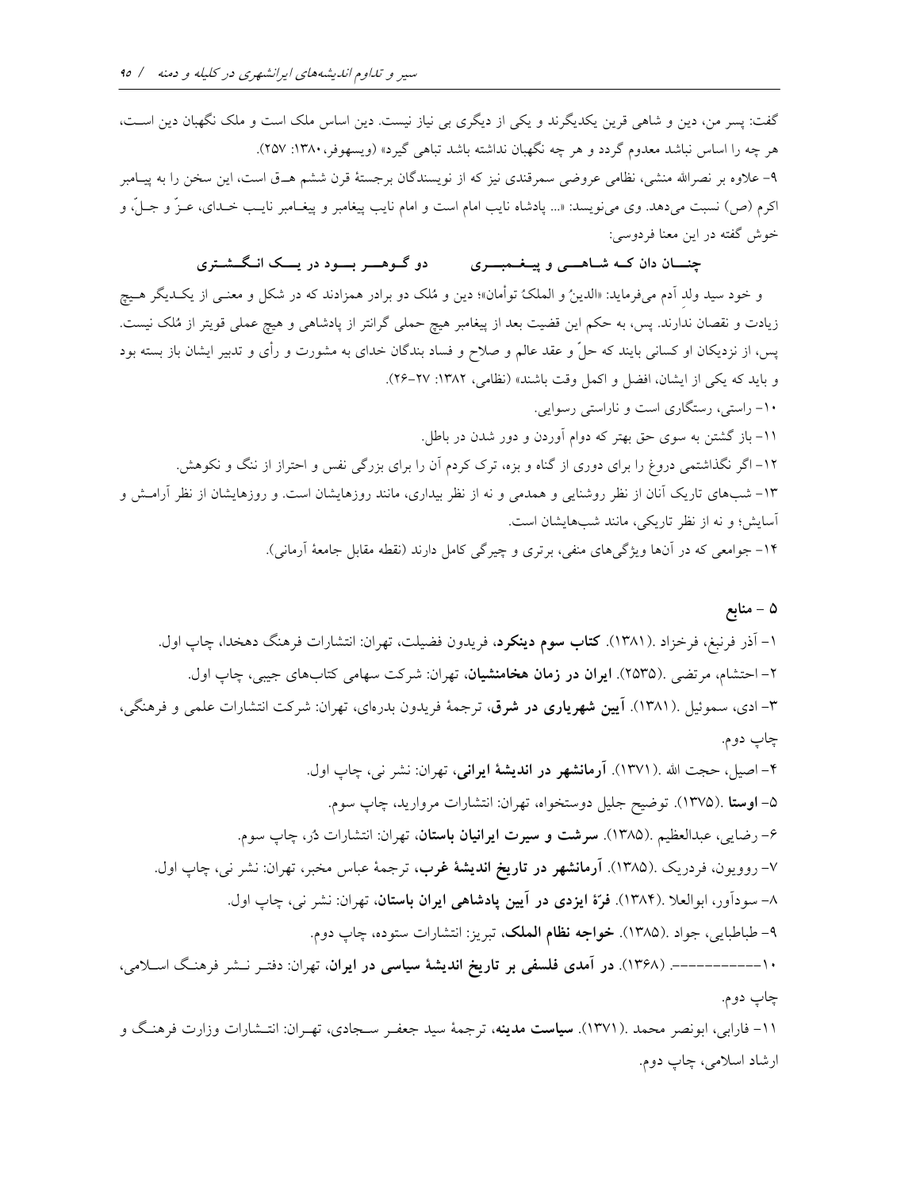گفت: پسر من، دین و شاهی قرین یکدیگرند و یکی از دیگری بی نیاز نیست. دین اساس ملک است و ملک نگهبان دین است، هر چه را اساس نباشد معدوم گردد و هر چه نگهبان نداشته باشد تباهی گیرد» (ویسهوفر،۱۳۸۰: ۲۵۷).

۹- علاوه بر نصرالله منشی، نظامی عروضی سمرقندی نیز که از نویسندگان برجستهٔ قرن ششم هـ.ق است، این سخن را به پیامبر اکرم (ص) نسبت می‌دهد. وی می‌نویسد: «... پادشاه نایب امام است و امام نایب پیغامبر و پیغامبر نایب خدای، عزّ و جلّ، و خوش گفته در این معنا فردوسی:

**چنان دان که شاهی و پیغمبری　　　دو گوهر بود در یک انگشتری**

و خود سید ولد آدم می‌فرماید: «الدینُ و الملکُ توأمان»؛ دین و مُلک دو برادر همزادند که در شکل و معنی از یکدیگر هیچ زیادت و نقصان ندارند. پس، به حکم این قضیت بعد از پیغامبر هیچ حملی گرانتر از پادشاهی و هیچ عملی قویتر از مُلک نیست. پس، از نزدیکان او کسانی بایند که حلّ و عقد عالم و صلاح و فساد بندگان خدای به مشورت و رأی و تدبیر ایشان باز بسته بود و باید که یکی از ایشان، افضل و اکمل وقت باشند» (نظامی، ۱۳۸۲: ۲۷-۲۶).

۱۰- راستی، رستگاری است و ناراستی رسوایی.

۱۱- باز گشتن به سوی حق بهتر که دوام آوردن و دور شدن در باطل.

۱۲- اگر نگذاشتمی دروغ را برای دوری از گناه و بزه، ترک کردم آن را برای بزرگی نفس و احتراز از ننگ و نکوهش.

۱۳- شب‌های تاریک آنان از نظر روشنایی و همدمی و نه از نظر بیداری، مانند روزهایشان است. و روزهایشان از نظر آرامش و آسایش؛ و نه از نظر تاریکی، مانند شب‌هایشان است.

۱۴- جوامعی که در آن‌ها ویژگی‌های منفی، برتری و چیرگی کامل دارند (نقطه مقابل جامعهٔ آرمانی).

## ۵ - منابع

۱- آذر فرنبغ، فرخزاد .(۱۳۸۱). **کتاب سوم دینکرد**، فریدون فضیلت، تهران: انتشارات فرهنگ دهخدا، چاپ اول.

۲- احتشام، مرتضی .(۲۵۳۵). **ایران در زمان هخامنشیان**، تهران: شرکت سهامی کتاب‌های جیبی، چاپ اول.

۳- ادی، سموئیل .(۱۳۸۱). **آیین شهریاری در شرق**، ترجمهٔ فریدون بدره‌ای، تهران: شرکت انتشارات علمی و فرهنگی، چاپ دوم.

۴- اصیل، حجت الله .(۱۳۷۱). **آرمانشهر در اندیشهٔ ایرانی**، تهران: نشر نی، چاپ اول.

۵- **اوستا** .(۱۳۷۵). توضیح جلیل دوستخواه، تهران: انتشارات مروارید، چاپ سوم.

۶- رضایی، عبدالعظیم .(۱۳۸۵). **سرشت و سیرت ایرانیان باستان**، تهران: انتشارات دُر، چاپ سوم.

۷- روویون، فردریک .(۱۳۸۵). **آرمانشهر در تاریخ اندیشهٔ غرب**، ترجمهٔ عباس مخبر، تهران: نشر نی، چاپ اول.

۸- سودآور، ابوالعلا .(۱۳۸۴). **فرّهٔ ایزدی در آیین پادشاهی ایران باستان**، تهران: نشر نی، چاپ اول.

۹- طباطبایی، جواد .(۱۳۸۵). **خواجه نظام الملک**، تبریز: انتشارات ستوده، چاپ دوم.

۱۰-----------. (۱۳۶۸). **در آمدی فلسفی بر تاریخ اندیشهٔ سیاسی در ایران**، تهران: دفتر نشر فرهنگ اسلامی، چاپ دوم.

۱۱- فارابی، ابونصر محمد .(۱۳۷۱). **سیاست مدینه**، ترجمهٔ سید جعفر سجادی، تهران: انتشارات وزارت فرهنگ و ارشاد اسلامی، چاپ دوم.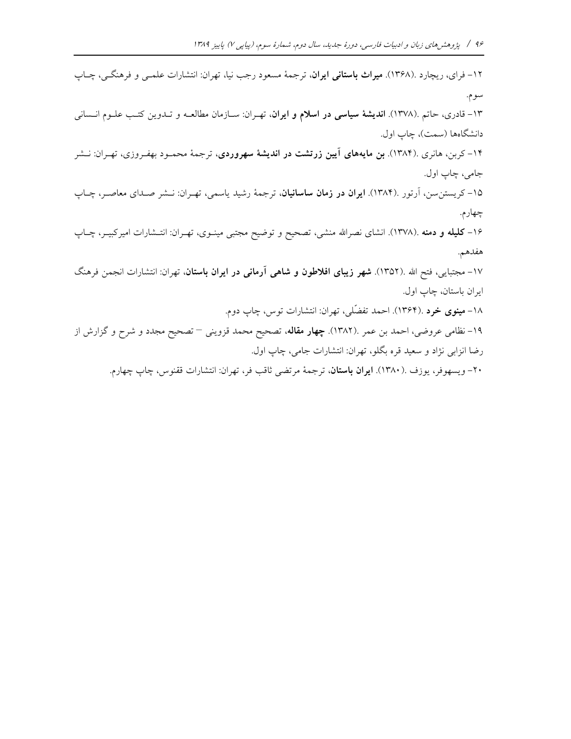۱۲- فرای، ریچارد .(۱۳۶۸). **میراث باستانی ایران**، ترجمهٔ مسعود رجب نیا، تهران: انتشارات علمی و فرهنگی، چاپ سوم.

۱۳- قادری، حاتم .(۱۳۷۸). **اندیشهٔ سیاسی در اسلام و ایران**، تهران: سازمان مطالعه و تدوین کتب علوم انسانی دانشگاهها (سمت)، چاپ اول.

۱۴- کربن، هانری .(۱۳۸۴). **بن مایه‌های آیین زرتشت در اندیشهٔ سهروردی**، ترجمهٔ محمود بهفروزی، تهران: نشر جامی، چاپ اول.

۱۵- کریستن‌سن، آرتور .(۱۳۸۴). **ایران در زمان ساسانیان**، ترجمهٔ رشید یاسمی، تهران: نشر صدای معاصر، چاپ چهارم.

۱۶- **کلیله و دمنه** .(۱۳۷۸). انشای نصرالله منشی، تصحیح و توضیح مجتبی مینوی، تهران: انتشارات امیرکبیر، چاپ هفدهم.

۱۷- مجتبایی، فتح الله .(۱۳۵۲). **شهر زیبای افلاطون و شاهی آرمانی در ایران باستان**، تهران: انتشارات انجمن فرهنگ ایران باستان، چاپ اول.

۱۸- **مینوی خرد** .(۱۳۶۴). احمد تفضّلی، تهران: انتشارات توس، چاپ دوم.

۱۹- نظامی عروضی، احمد بن عمر .(۱۳۸۲). **چهار مقاله**، تصحیح محمد قزوینی — تصحیح مجدد و شرح و گزارش از رضا انزابی نژاد و سعید قره بگلو، تهران: انتشارات جامی، چاپ اول.

۲۰- ویسهوفر، یوزف .(۱۳۸۰). **ایران باستان**، ترجمهٔ مرتضی ثاقب فر، تهران: انتشارات ققنوس، چاپ چهارم.